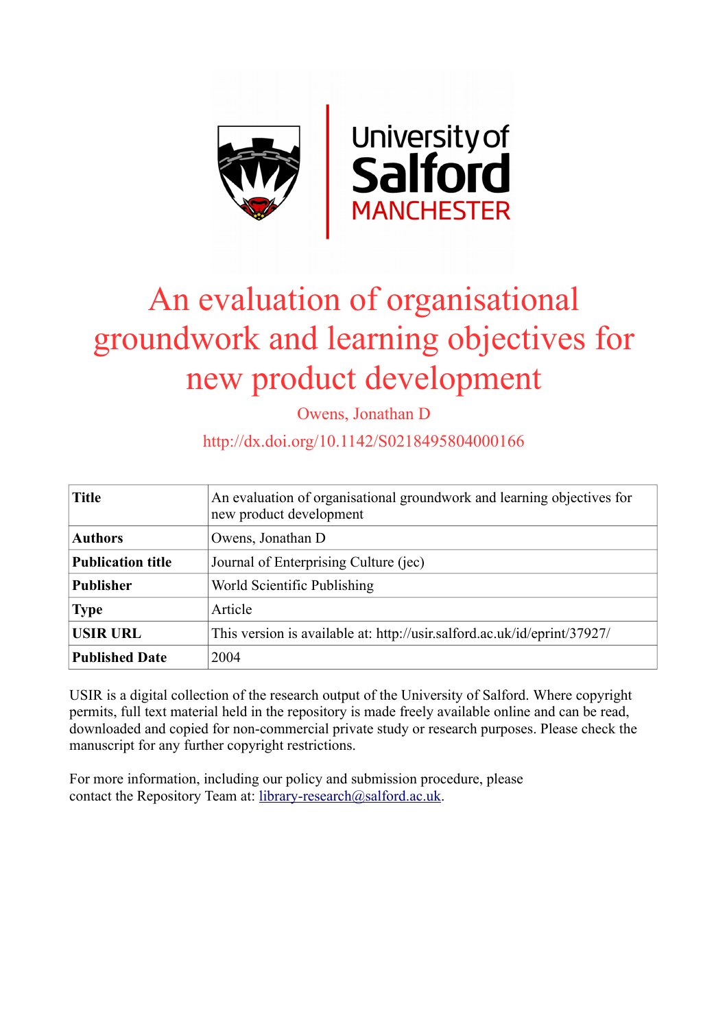# An evaluation of organisational groundwork and learning objectives for new product development

Owens, Jonathan D

http://dx.doi.org/10.1142/S0218495804000166

| **Title** | An evaluation of organisational groundwork and learning objectives for new product development |
|---|---|
| **Authors** | Owens, Jonathan D |
| **Publication title** | Journal of Enterprising Culture (jec) |
| **Publisher** | World Scientific Publishing |
| **Type** | Article |
| **USIR URL** | This version is available at: http://usir.salford.ac.uk/id/eprint/37927/ |
| **Published Date** | 2004 |

USIR is a digital collection of the research output of the University of Salford. Where copyright permits, full text material held in the repository is made freely available online and can be read, downloaded and copied for non-commercial private study or research purposes. Please check the manuscript for any further copyright restrictions.

For more information, including our policy and submission procedure, please contact the Repository Team at: library-research@salford.ac.uk.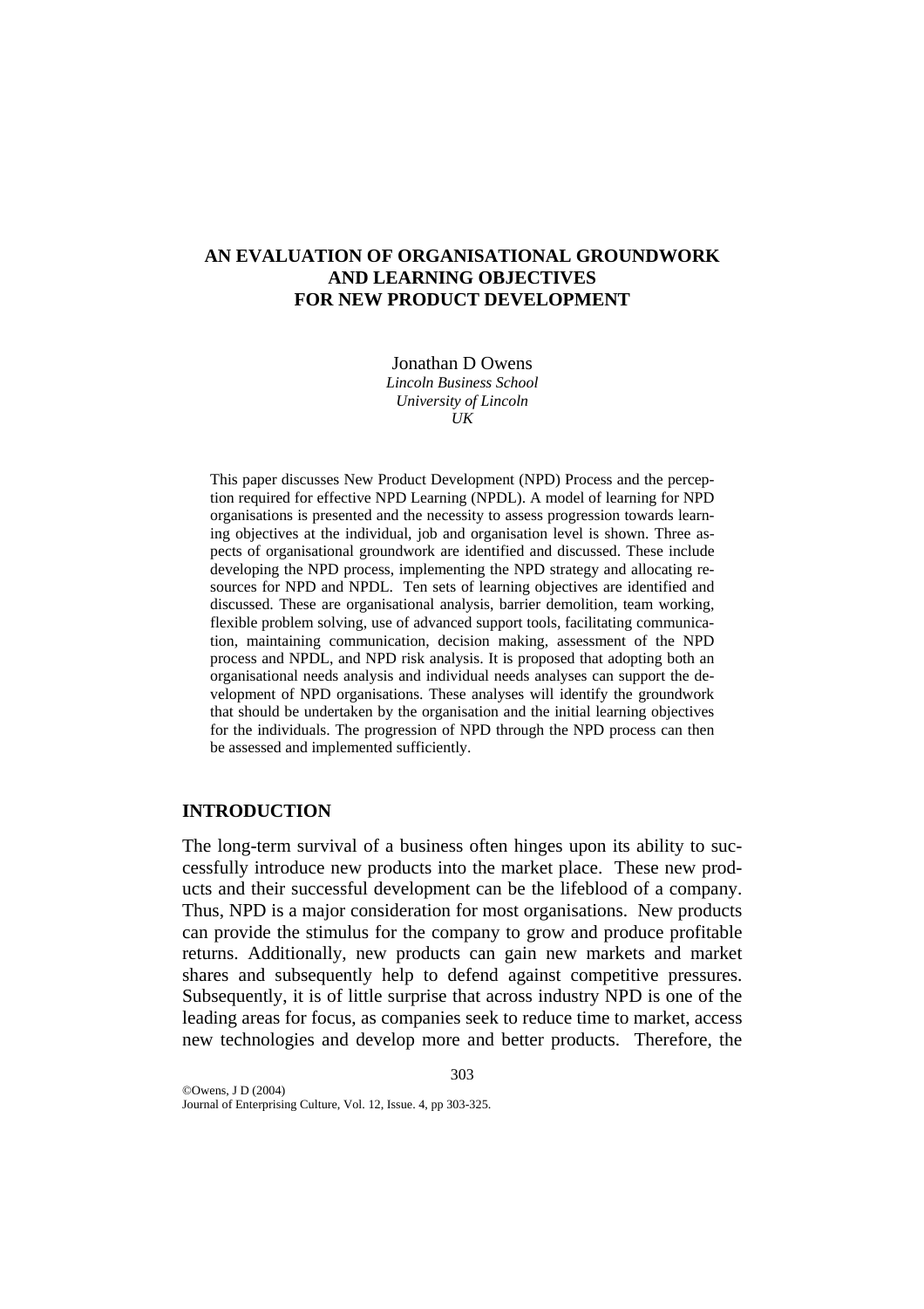# AN EVALUATION OF ORGANISATIONAL GROUNDWORK AND LEARNING OBJECTIVES FOR NEW PRODUCT DEVELOPMENT

Jonathan D Owens
*Lincoln Business School*
*University of Lincoln*
*UK*

This paper discusses New Product Development (NPD) Process and the perception required for effective NPD Learning (NPDL). A model of learning for NPD organisations is presented and the necessity to assess progression towards learning objectives at the individual, job and organisation level is shown. Three aspects of organisational groundwork are identified and discussed. These include developing the NPD process, implementing the NPD strategy and allocating resources for NPD and NPDL. Ten sets of learning objectives are identified and discussed. These are organisational analysis, barrier demolition, team working, flexible problem solving, use of advanced support tools, facilitating communication, maintaining communication, decision making, assessment of the NPD process and NPDL, and NPD risk analysis. It is proposed that adopting both an organisational needs analysis and individual needs analyses can support the development of NPD organisations. These analyses will identify the groundwork that should be undertaken by the organisation and the initial learning objectives for the individuals. The progression of NPD through the NPD process can then be assessed and implemented sufficiently.

## INTRODUCTION

The long-term survival of a business often hinges upon its ability to successfully introduce new products into the market place. These new products and their successful development can be the lifeblood of a company. Thus, NPD is a major consideration for most organisations. New products can provide the stimulus for the company to grow and produce profitable returns. Additionally, new products can gain new markets and market shares and subsequently help to defend against competitive pressures. Subsequently, it is of little surprise that across industry NPD is one of the leading areas for focus, as companies seek to reduce time to market, access new technologies and develop more and better products. Therefore, the

©Owens, J D (2004)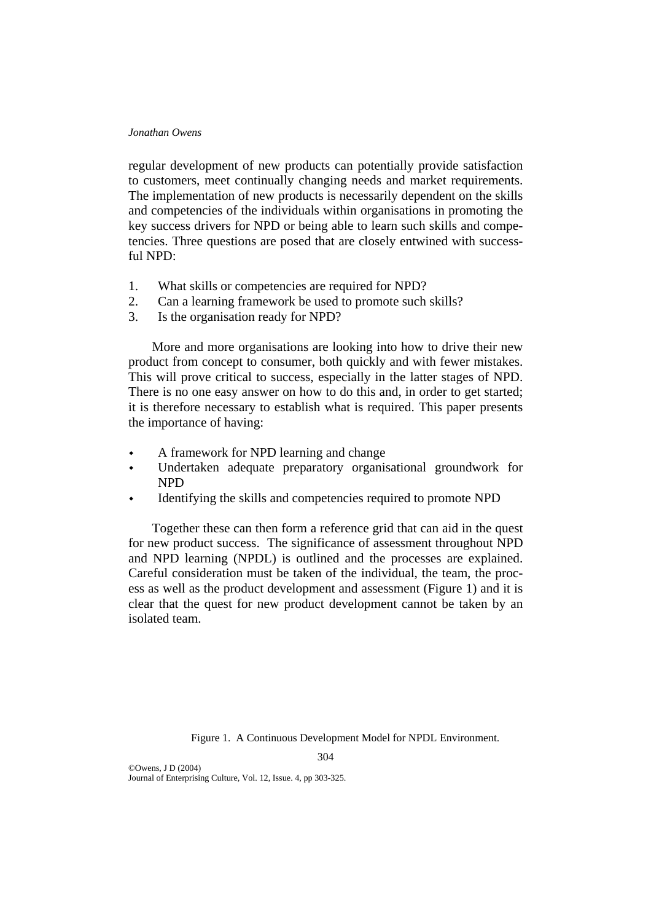regular development of new products can potentially provide satisfaction to customers, meet continually changing needs and market requirements. The implementation of new products is necessarily dependent on the skills and competencies of the individuals within organisations in promoting the key success drivers for NPD or being able to learn such skills and competencies. Three questions are posed that are closely entwined with successful NPD:

1. What skills or competencies are required for NPD?
2. Can a learning framework be used to promote such skills?
3. Is the organisation ready for NPD?

More and more organisations are looking into how to drive their new product from concept to consumer, both quickly and with fewer mistakes. This will prove critical to success, especially in the latter stages of NPD. There is no one easy answer on how to do this and, in order to get started; it is therefore necessary to establish what is required. This paper presents the importance of having:

- A framework for NPD learning and change
- Undertaken adequate preparatory organisational groundwork for NPD
- Identifying the skills and competencies required to promote NPD

Together these can then form a reference grid that can aid in the quest for new product success. The significance of assessment throughout NPD and NPD learning (NPDL) is outlined and the processes are explained. Careful consideration must be taken of the individual, the team, the process as well as the product development and assessment (Figure 1) and it is clear that the quest for new product development cannot be taken by an isolated team.

Figure 1. A Continuous Development Model for NPDL Environment.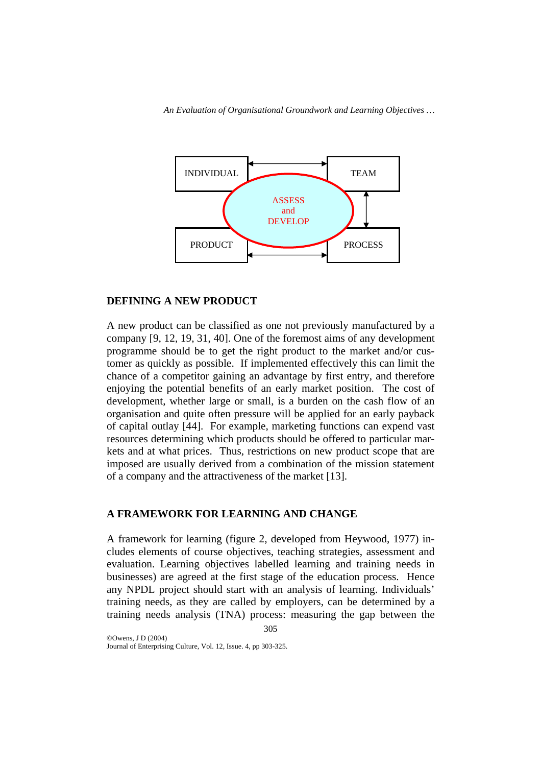## DEFINING A NEW PRODUCT

A new product can be classified as one not previously manufactured by a company [9, 12, 19, 31, 40]. One of the foremost aims of any development programme should be to get the right product to the market and/or customer as quickly as possible. If implemented effectively this can limit the chance of a competitor gaining an advantage by first entry, and therefore enjoying the potential benefits of an early market position. The cost of development, whether large or small, is a burden on the cash flow of an organisation and quite often pressure will be applied for an early payback of capital outlay [44]. For example, marketing functions can expend vast resources determining which products should be offered to particular markets and at what prices. Thus, restrictions on new product scope that are imposed are usually derived from a combination of the mission statement of a company and the attractiveness of the market [13].

## A FRAMEWORK FOR LEARNING AND CHANGE

A framework for learning (figure 2, developed from Heywood, 1977) includes elements of course objectives, teaching strategies, assessment and evaluation. Learning objectives labelled learning and training needs in businesses) are agreed at the first stage of the education process. Hence any NPDL project should start with an analysis of learning. Individuals' training needs, as they are called by employers, can be determined by a training needs analysis (TNA) process: measuring the gap between the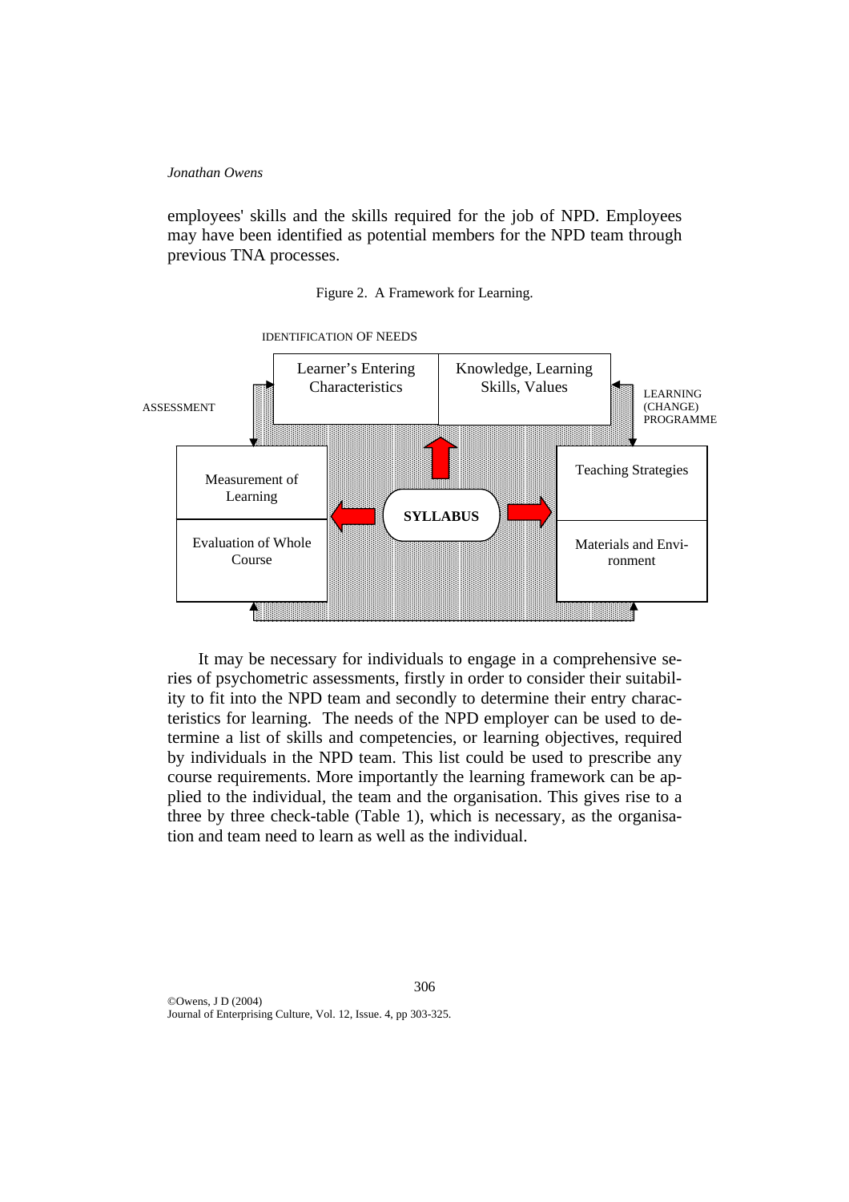employees' skills and the skills required for the job of NPD. Employees may have been identified as potential members for the NPD team through previous TNA processes.

Figure 2. A Framework for Learning.

IDENTIFICATION OF NEEDS

Learner's Entering Characteristics

Knowledge, Learning Skills, Values

ASSESSMENT

LEARNING (CHANGE) PROGRAMME

Measurement of Learning

Evaluation of Whole Course

**SYLLABUS**

Teaching Strategies

Materials and Environment

It may be necessary for individuals to engage in a comprehensive series of psychometric assessments, firstly in order to consider their suitability to fit into the NPD team and secondly to determine their entry characteristics for learning. The needs of the NPD employer can be used to determine a list of skills and competencies, or learning objectives, required by individuals in the NPD team. This list could be used to prescribe any course requirements. More importantly the learning framework can be applied to the individual, the team and the organisation. This gives rise to a three by three check-table (Table 1), which is necessary, as the organisation and team need to learn as well as the individual.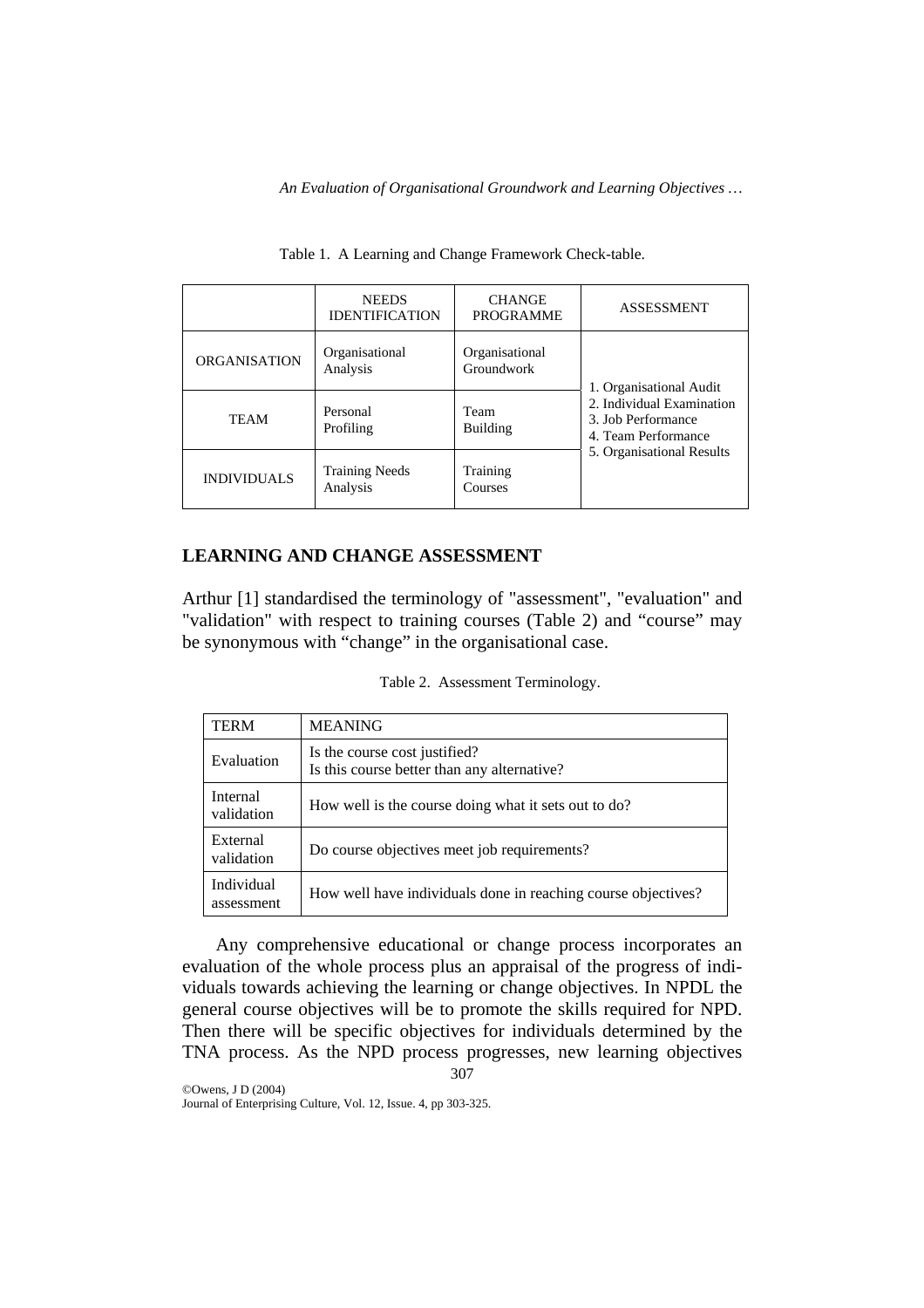Table 1. A Learning and Change Framework Check-table.

| | NEEDS IDENTIFICATION | CHANGE PROGRAMME | ASSESSMENT |
|---|---|---|---|
| ORGANISATION | Organisational Analysis | Organisational Groundwork | 1. Organisational Audit<br>2. Individual Examination<br>3. Job Performance<br>4. Team Performance<br>5. Organisational Results |
| TEAM | Personal Profiling | Team Building | |
| INDIVIDUALS | Training Needs Analysis | Training Courses | |

## LEARNING AND CHANGE ASSESSMENT

Arthur [1] standardised the terminology of "assessment", "evaluation" and "validation" with respect to training courses (Table 2) and "course" may be synonymous with "change" in the organisational case.

Table 2. Assessment Terminology.

| TERM | MEANING |
|---|---|
| Evaluation | Is the course cost justified?<br>Is this course better than any alternative? |
| Internal validation | How well is the course doing what it sets out to do? |
| External validation | Do course objectives meet job requirements? |
| Individual assessment | How well have individuals done in reaching course objectives? |

Any comprehensive educational or change process incorporates an evaluation of the whole process plus an appraisal of the progress of individuals towards achieving the learning or change objectives. In NPDL the general course objectives will be to promote the skills required for NPD. Then there will be specific objectives for individuals determined by the TNA process. As the NPD process progresses, new learning objectives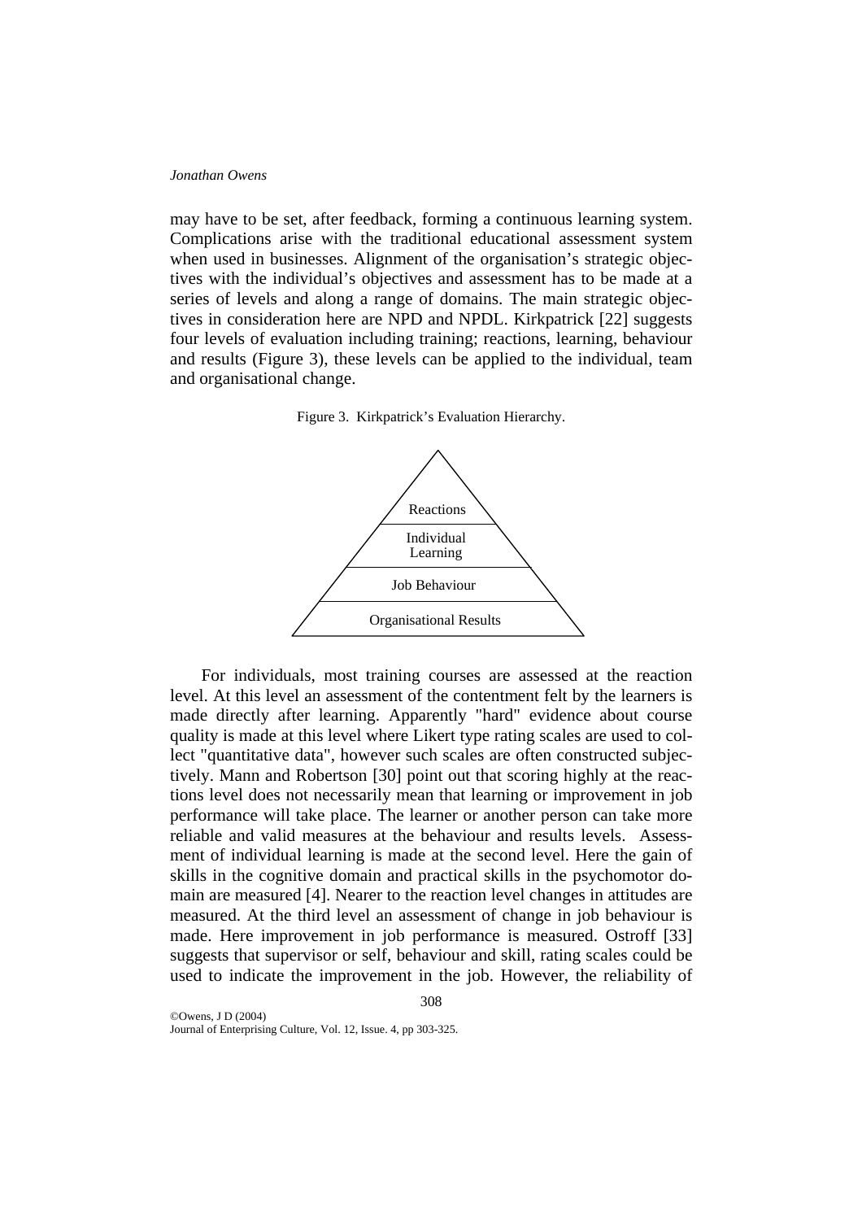may have to be set, after feedback, forming a continuous learning system. Complications arise with the traditional educational assessment system when used in businesses. Alignment of the organisation's strategic objectives with the individual's objectives and assessment has to be made at a series of levels and along a range of domains. The main strategic objectives in consideration here are NPD and NPDL. Kirkpatrick [22] suggests four levels of evaluation including training; reactions, learning, behaviour and results (Figure 3), these levels can be applied to the individual, team and organisational change.

Figure 3. Kirkpatrick's Evaluation Hierarchy.

Reactions

Individual Learning

Job Behaviour

Organisational Results

For individuals, most training courses are assessed at the reaction level. At this level an assessment of the contentment felt by the learners is made directly after learning. Apparently "hard" evidence about course quality is made at this level where Likert type rating scales are used to collect "quantitative data", however such scales are often constructed subjectively. Mann and Robertson [30] point out that scoring highly at the reactions level does not necessarily mean that learning or improvement in job performance will take place. The learner or another person can take more reliable and valid measures at the behaviour and results levels. Assessment of individual learning is made at the second level. Here the gain of skills in the cognitive domain and practical skills in the psychomotor domain are measured [4]. Nearer to the reaction level changes in attitudes are measured. At the third level an assessment of change in job behaviour is made. Here improvement in job performance is measured. Ostroff [33] suggests that supervisor or self, behaviour and skill, rating scales could be used to indicate the improvement in the job. However, the reliability of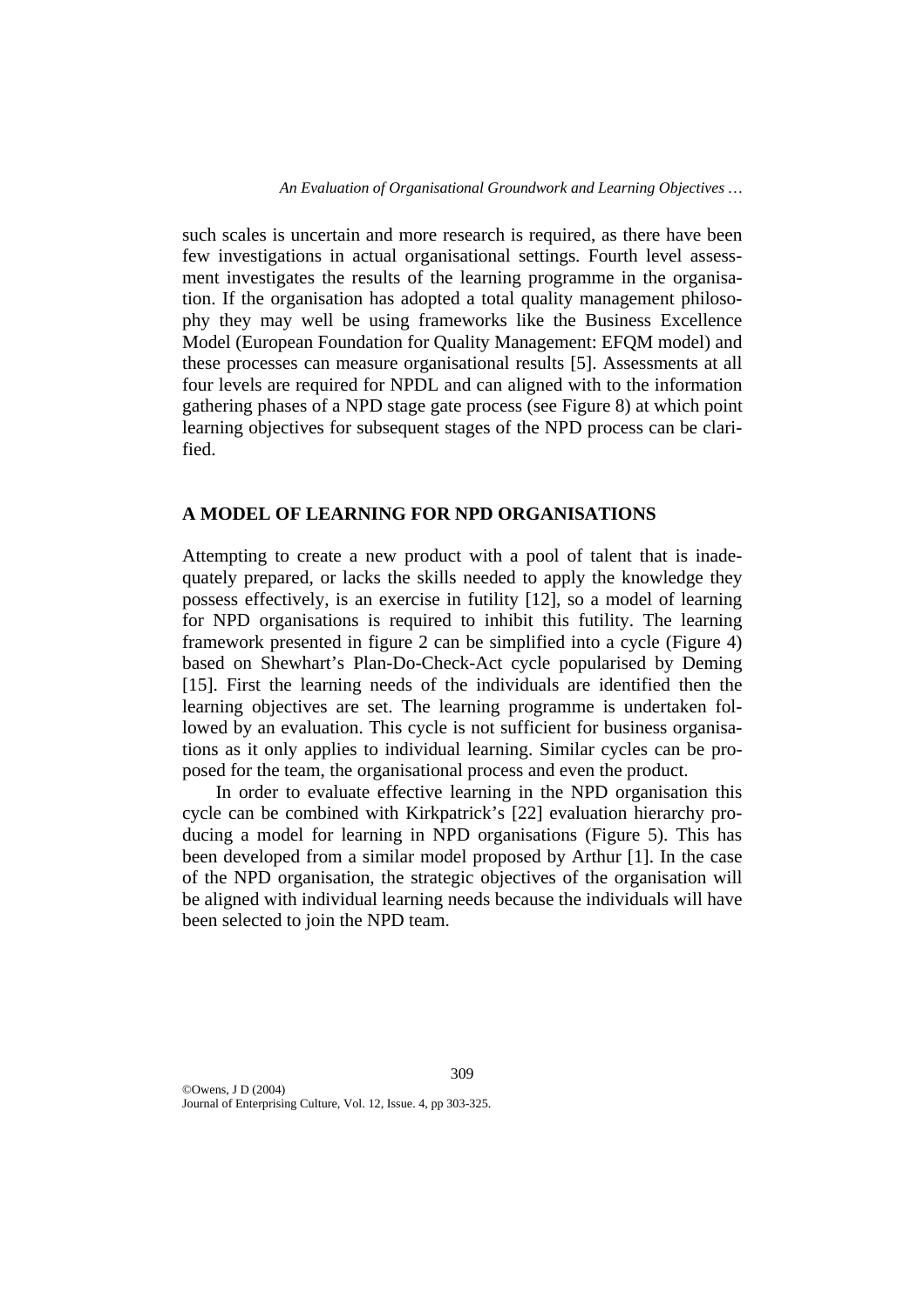such scales is uncertain and more research is required, as there have been few investigations in actual organisational settings. Fourth level assessment investigates the results of the learning programme in the organisation. If the organisation has adopted a total quality management philosophy they may well be using frameworks like the Business Excellence Model (European Foundation for Quality Management: EFQM model) and these processes can measure organisational results [5]. Assessments at all four levels are required for NPDL and can aligned with to the information gathering phases of a NPD stage gate process (see Figure 8) at which point learning objectives for subsequent stages of the NPD process can be clarified.

## A MODEL OF LEARNING FOR NPD ORGANISATIONS

Attempting to create a new product with a pool of talent that is inadequately prepared, or lacks the skills needed to apply the knowledge they possess effectively, is an exercise in futility [12], so a model of learning for NPD organisations is required to inhibit this futility. The learning framework presented in figure 2 can be simplified into a cycle (Figure 4) based on Shewhart's Plan-Do-Check-Act cycle popularised by Deming [15]. First the learning needs of the individuals are identified then the learning objectives are set. The learning programme is undertaken followed by an evaluation. This cycle is not sufficient for business organisations as it only applies to individual learning. Similar cycles can be proposed for the team, the organisational process and even the product.

In order to evaluate effective learning in the NPD organisation this cycle can be combined with Kirkpatrick's [22] evaluation hierarchy producing a model for learning in NPD organisations (Figure 5). This has been developed from a similar model proposed by Arthur [1]. In the case of the NPD organisation, the strategic objectives of the organisation will be aligned with individual learning needs because the individuals will have been selected to join the NPD team.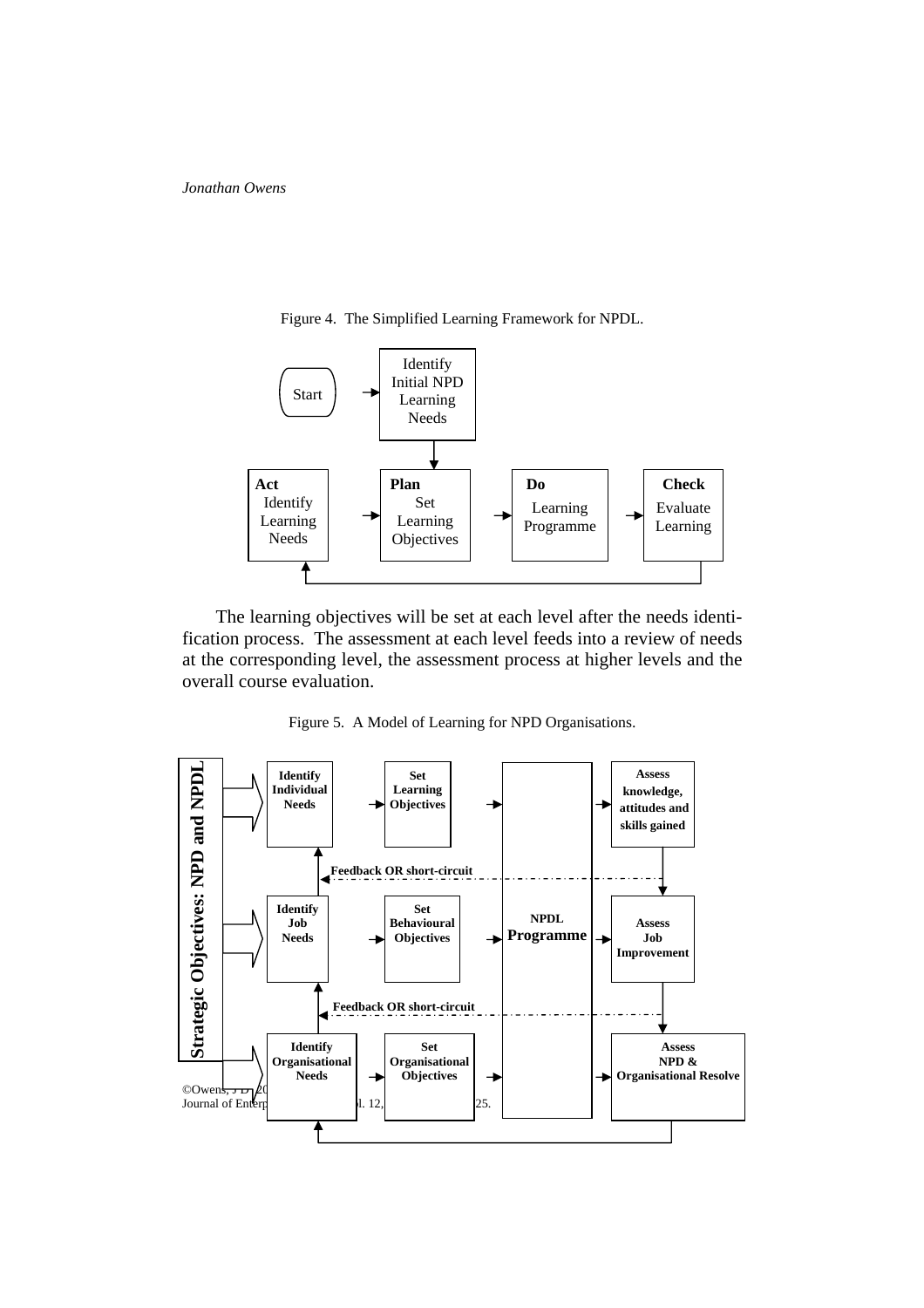Figure 4. The Simplified Learning Framework for NPDL.

Start → Identify Initial NPD Learning Needs

**Plan** Set Learning Objectives → **Do** Learning Programme → **Check** Evaluate Learning → **Act** Identify Learning Needs → **Plan**

The learning objectives will be set at each level after the needs identification process. The assessment at each level feeds into a review of needs at the corresponding level, the assessment process at higher levels and the overall course evaluation.

Figure 5. A Model of Learning for NPD Organisations.

**Strategic Objectives: NPD and NPDL**

**Identify Individual Needs** → **Set Learning Objectives** → **NPDL Programme** → **Assess knowledge, attitudes and skills gained**

**Feedback OR short-circuit**

**Identify Job Needs** → **Set Behavioural Objectives** → **NPDL Programme** → **Assess Job Improvement**

**Feedback OR short-circuit**

**Identify Organisational Needs** → **Set Organisational Objectives** → **NPDL Programme** → **Assess NPD & Organisational Resolve**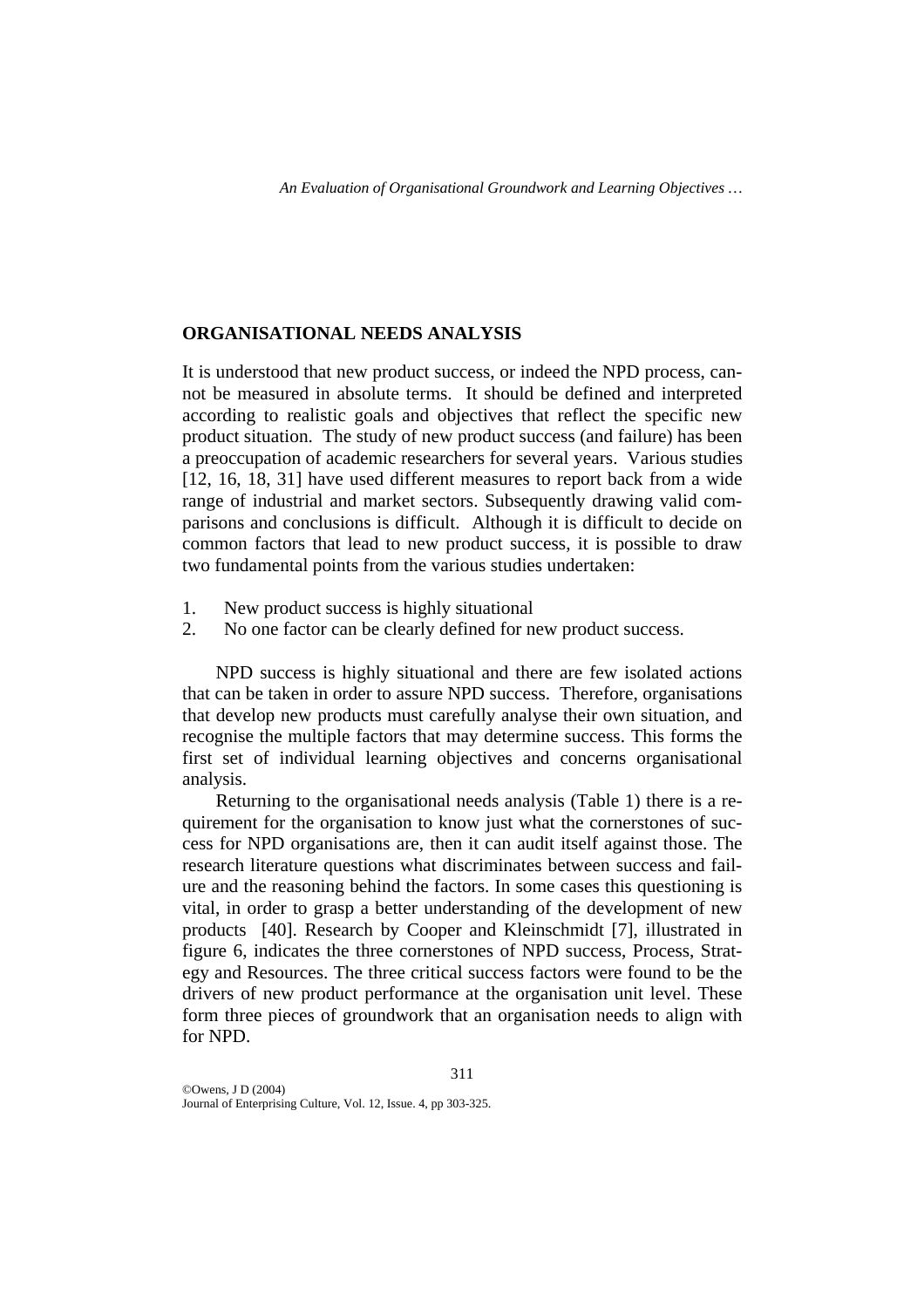## ORGANISATIONAL NEEDS ANALYSIS

It is understood that new product success, or indeed the NPD process, cannot be measured in absolute terms. It should be defined and interpreted according to realistic goals and objectives that reflect the specific new product situation. The study of new product success (and failure) has been a preoccupation of academic researchers for several years. Various studies [12, 16, 18, 31] have used different measures to report back from a wide range of industrial and market sectors. Subsequently drawing valid comparisons and conclusions is difficult. Although it is difficult to decide on common factors that lead to new product success, it is possible to draw two fundamental points from the various studies undertaken:

1. New product success is highly situational
2. No one factor can be clearly defined for new product success.

NPD success is highly situational and there are few isolated actions that can be taken in order to assure NPD success. Therefore, organisations that develop new products must carefully analyse their own situation, and recognise the multiple factors that may determine success. This forms the first set of individual learning objectives and concerns organisational analysis.

Returning to the organisational needs analysis (Table 1) there is a requirement for the organisation to know just what the cornerstones of success for NPD organisations are, then it can audit itself against those. The research literature questions what discriminates between success and failure and the reasoning behind the factors. In some cases this questioning is vital, in order to grasp a better understanding of the development of new products [40]. Research by Cooper and Kleinschmidt [7], illustrated in figure 6, indicates the three cornerstones of NPD success, Process, Strategy and Resources. The three critical success factors were found to be the drivers of new product performance at the organisation unit level. These form three pieces of groundwork that an organisation needs to align with for NPD.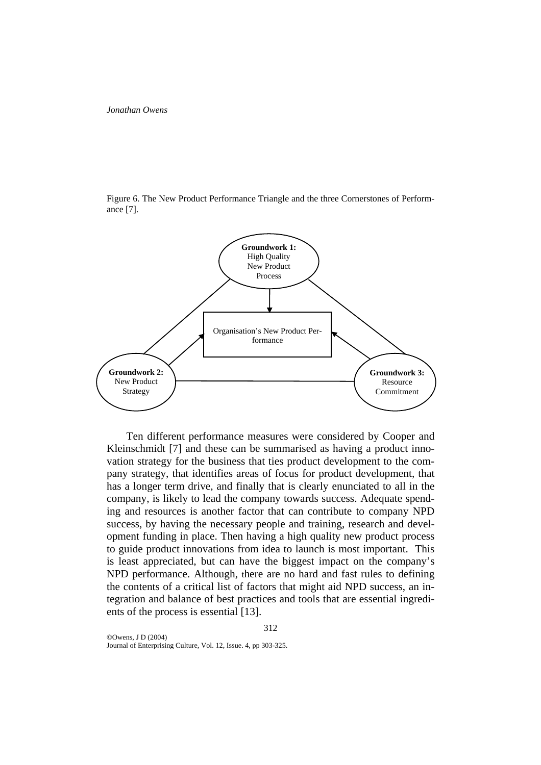Figure 6. The New Product Performance Triangle and the three Cornerstones of Performance [7].

**Groundwork 1:** High Quality New Product Process

Organisation's New Product Performance

**Groundwork 2:** New Product Strategy

**Groundwork 3:** Resource Commitment

Ten different performance measures were considered by Cooper and Kleinschmidt [7] and these can be summarised as having a product innovation strategy for the business that ties product development to the company strategy, that identifies areas of focus for product development, that has a longer term drive, and finally that is clearly enunciated to all in the company, is likely to lead the company towards success. Adequate spending and resources is another factor that can contribute to company NPD success, by having the necessary people and training, research and development funding in place. Then having a high quality new product process to guide product innovations from idea to launch is most important. This is least appreciated, but can have the biggest impact on the company's NPD performance. Although, there are no hard and fast rules to defining the contents of a critical list of factors that might aid NPD success, an integration and balance of best practices and tools that are essential ingredients of the process is essential [13].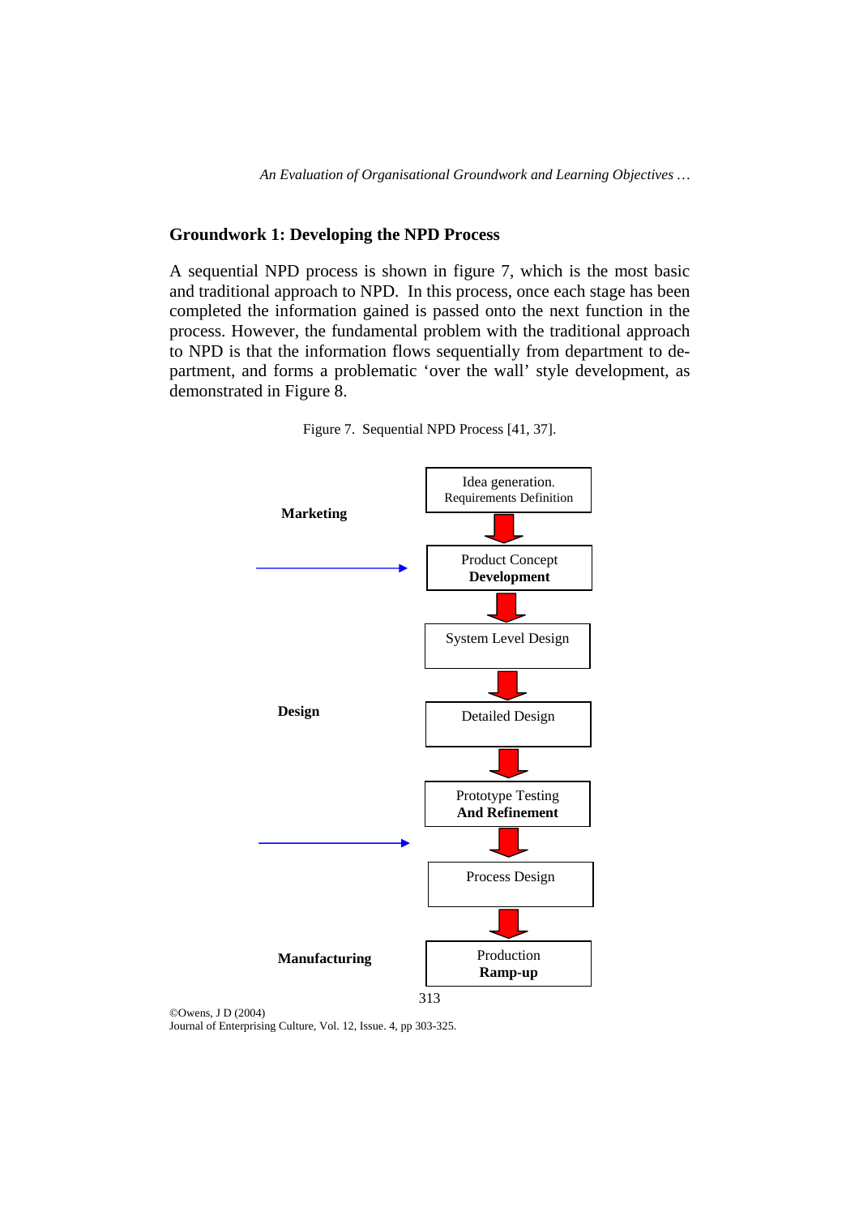## Groundwork 1: Developing the NPD Process

A sequential NPD process is shown in figure 7, which is the most basic and traditional approach to NPD. In this process, once each stage has been completed the information gained is passed onto the next function in the process. However, the fundamental problem with the traditional approach to NPD is that the information flows sequentially from department to department, and forms a problematic 'over the wall' style development, as demonstrated in Figure 8.

Figure 7. Sequential NPD Process [41, 37].

**Marketing**

- Idea generation. Requirements Definition
- Product Concept **Development**

**Design**

- System Level Design
- Detailed Design
- Prototype Testing **And Refinement**

**Manufacturing**

- Process Design
- Production **Ramp-up**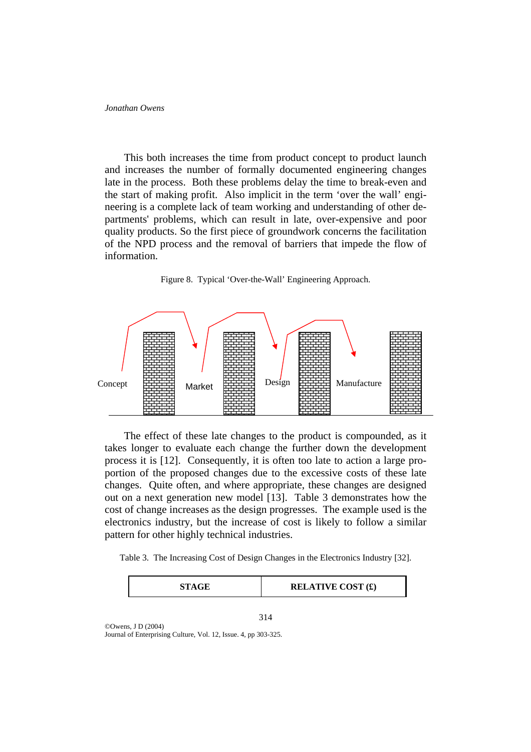This both increases the time from product concept to product launch and increases the number of formally documented engineering changes late in the process. Both these problems delay the time to break-even and the start of making profit. Also implicit in the term 'over the wall' engineering is a complete lack of team working and understanding of other departments' problems, which can result in late, over-expensive and poor quality products. So the first piece of groundwork concerns the facilitation of the NPD process and the removal of barriers that impede the flow of information.

Figure 8. Typical 'Over-the-Wall' Engineering Approach.

Concept | Market | Design | Manufacture

The effect of these late changes to the product is compounded, as it takes longer to evaluate each change the further down the development process it is [12]. Consequently, it is often too late to action a large proportion of the proposed changes due to the excessive costs of these late changes. Quite often, and where appropriate, these changes are designed out on a next generation new model [13]. Table 3 demonstrates how the cost of change increases as the design progresses. The example used is the electronics industry, but the increase of cost is likely to follow a similar pattern for other highly technical industries.

Table 3. The Increasing Cost of Design Changes in the Electronics Industry [32].

| STAGE | RELATIVE COST (£) |
|---|---|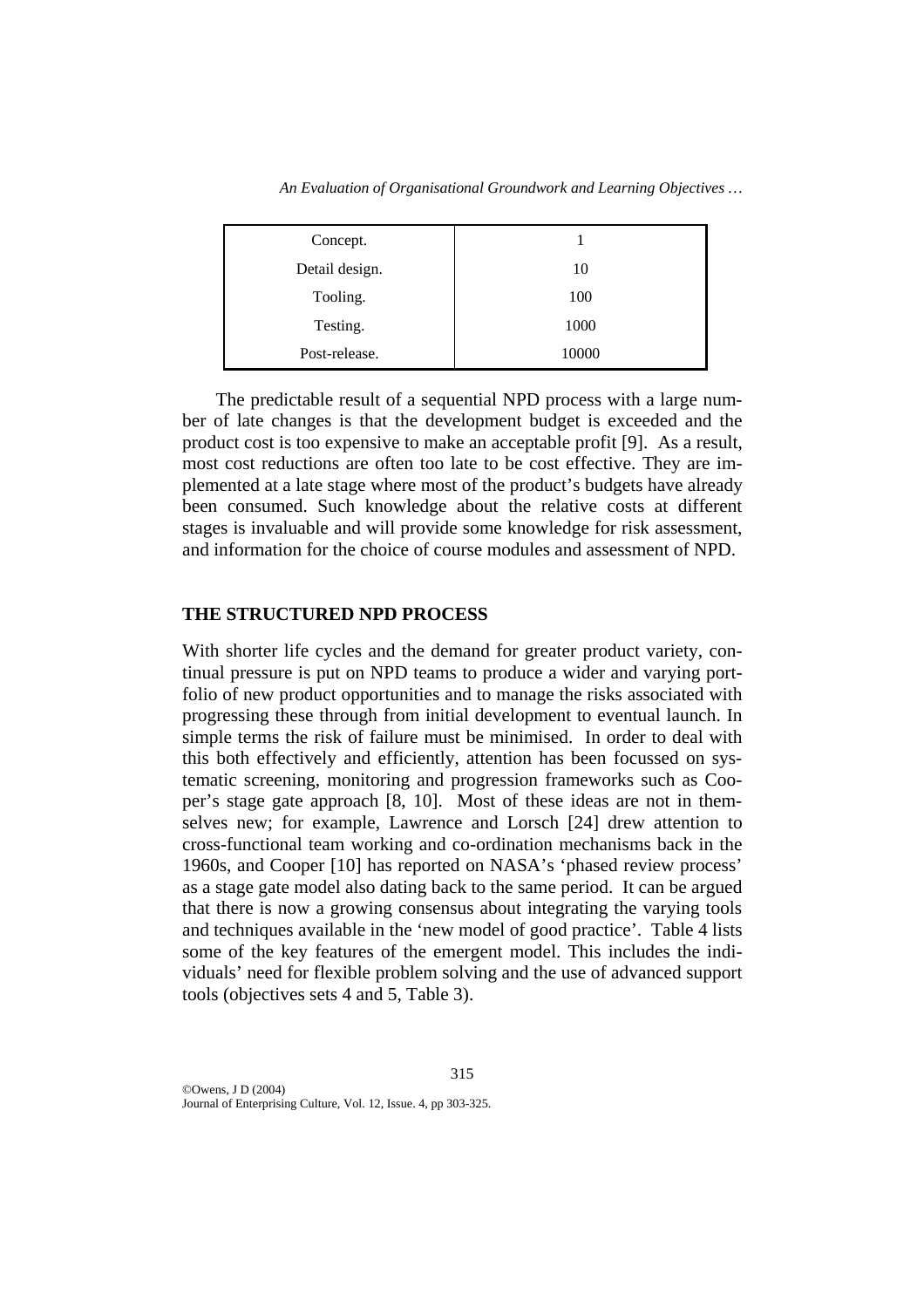| Concept. | 1 |
|---|---|
| Detail design. | 10 |
| Tooling. | 100 |
| Testing. | 1000 |
| Post-release. | 10000 |

The predictable result of a sequential NPD process with a large number of late changes is that the development budget is exceeded and the product cost is too expensive to make an acceptable profit [9]. As a result, most cost reductions are often too late to be cost effective. They are implemented at a late stage where most of the product's budgets have already been consumed. Such knowledge about the relative costs at different stages is invaluable and will provide some knowledge for risk assessment, and information for the choice of course modules and assessment of NPD.

## THE STRUCTURED NPD PROCESS

With shorter life cycles and the demand for greater product variety, continual pressure is put on NPD teams to produce a wider and varying portfolio of new product opportunities and to manage the risks associated with progressing these through from initial development to eventual launch. In simple terms the risk of failure must be minimised. In order to deal with this both effectively and efficiently, attention has been focussed on systematic screening, monitoring and progression frameworks such as Cooper's stage gate approach [8, 10]. Most of these ideas are not in themselves new; for example, Lawrence and Lorsch [24] drew attention to cross-functional team working and co-ordination mechanisms back in the 1960s, and Cooper [10] has reported on NASA's 'phased review process' as a stage gate model also dating back to the same period. It can be argued that there is now a growing consensus about integrating the varying tools and techniques available in the 'new model of good practice'. Table 4 lists some of the key features of the emergent model. This includes the individuals' need for flexible problem solving and the use of advanced support tools (objectives sets 4 and 5, Table 3).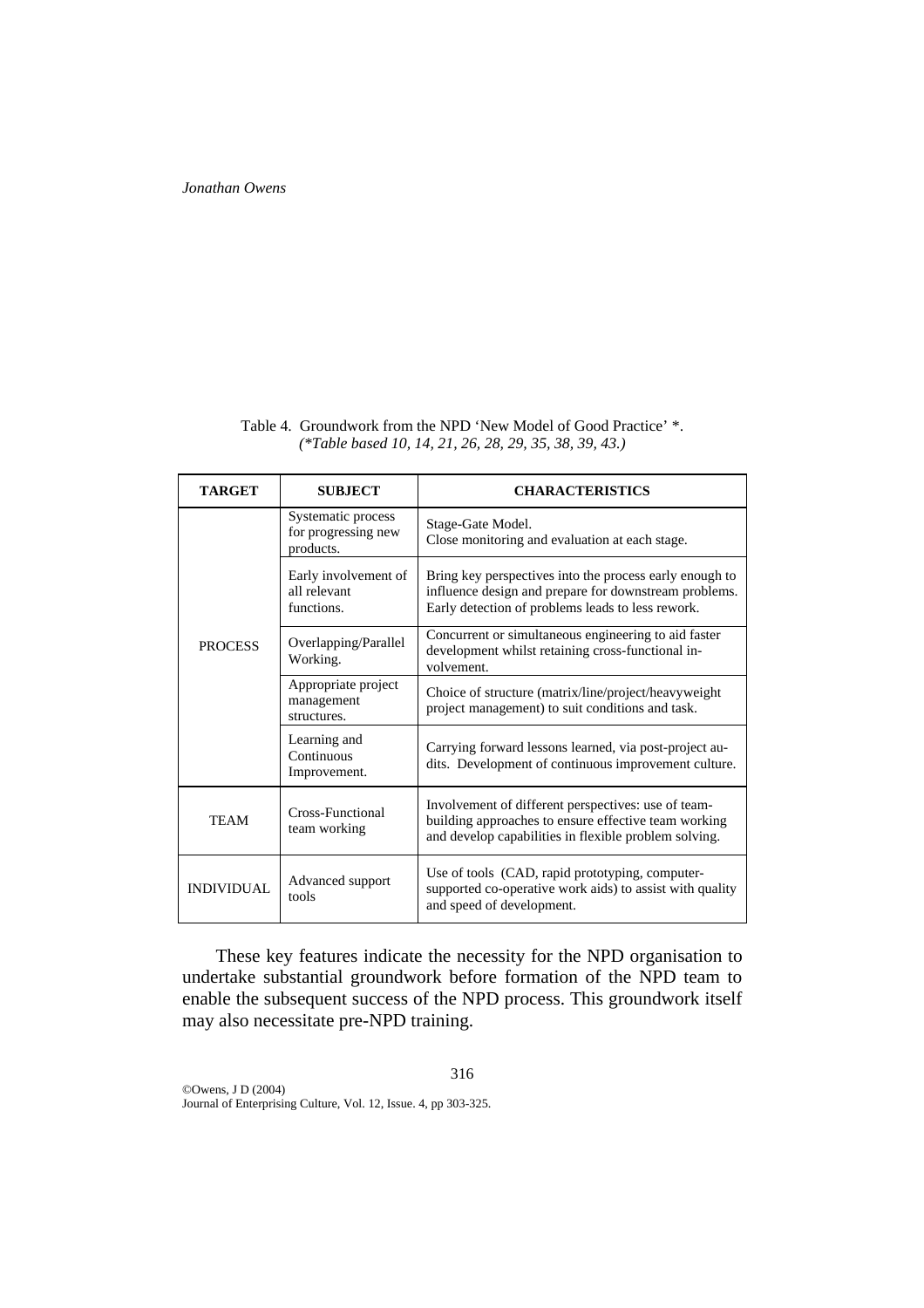Table 4. Groundwork from the NPD 'New Model of Good Practice' *.
*(\*Table based 10, 14, 21, 26, 28, 29, 35, 38, 39, 43.)*

| TARGET | SUBJECT | CHARACTERISTICS |
|---|---|---|
| PROCESS | Systematic process for progressing new products. | Stage-Gate Model. Close monitoring and evaluation at each stage. |
| | Early involvement of all relevant functions. | Bring key perspectives into the process early enough to influence design and prepare for downstream problems. Early detection of problems leads to less rework. |
| | Overlapping/Parallel Working. | Concurrent or simultaneous engineering to aid faster development whilst retaining cross-functional involvement. |
| | Appropriate project management structures. | Choice of structure (matrix/line/project/heavyweight project management) to suit conditions and task. |
| | Learning and Continuous Improvement. | Carrying forward lessons learned, via post-project audits. Development of continuous improvement culture. |
| TEAM | Cross-Functional team working | Involvement of different perspectives: use of team-building approaches to ensure effective team working and develop capabilities in flexible problem solving. |
| INDIVIDUAL | Advanced support tools | Use of tools (CAD, rapid prototyping, computer-supported co-operative work aids) to assist with quality and speed of development. |

These key features indicate the necessity for the NPD organisation to undertake substantial groundwork before formation of the NPD team to enable the subsequent success of the NPD process. This groundwork itself may also necessitate pre-NPD training.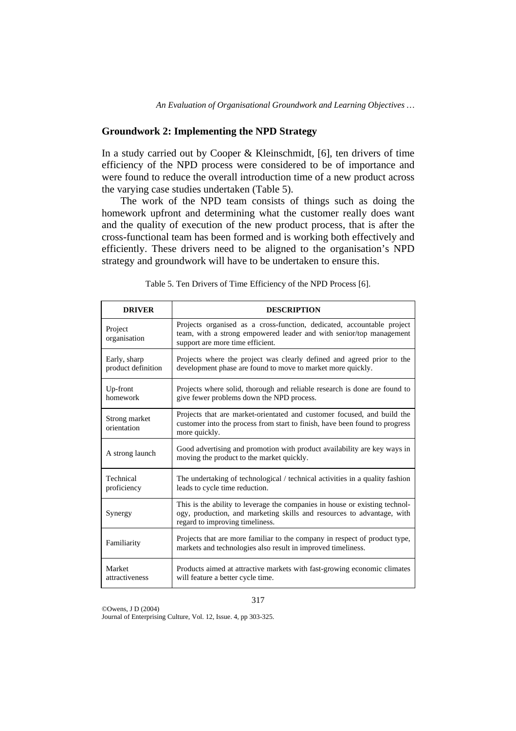## Groundwork 2: Implementing the NPD Strategy

In a study carried out by Cooper & Kleinschmidt, [6], ten drivers of time efficiency of the NPD process were considered to be of importance and were found to reduce the overall introduction time of a new product across the varying case studies undertaken (Table 5).

The work of the NPD team consists of things such as doing the homework upfront and determining what the customer really does want and the quality of execution of the new product process, that is after the cross-functional team has been formed and is working both effectively and efficiently. These drivers need to be aligned to the organisation's NPD strategy and groundwork will have to be undertaken to ensure this.

Table 5. Ten Drivers of Time Efficiency of the NPD Process [6].

| DRIVER | DESCRIPTION |
|---|---|
| Project organisation | Projects organised as a cross-function, dedicated, accountable project team, with a strong empowered leader and with senior/top management support are more time efficient. |
| Early, sharp product definition | Projects where the project was clearly defined and agreed prior to the development phase are found to move to market more quickly. |
| Up-front homework | Projects where solid, thorough and reliable research is done are found to give fewer problems down the NPD process. |
| Strong market orientation | Projects that are market-orientated and customer focused, and build the customer into the process from start to finish, have been found to progress more quickly. |
| A strong launch | Good advertising and promotion with product availability are key ways in moving the product to the market quickly. |
| Technical proficiency | The undertaking of technological / technical activities in a quality fashion leads to cycle time reduction. |
| Synergy | This is the ability to leverage the companies in house or existing technology, production, and marketing skills and resources to advantage, with regard to improving timeliness. |
| Familiarity | Projects that are more familiar to the company in respect of product type, markets and technologies also result in improved timeliness. |
| Market attractiveness | Products aimed at attractive markets with fast-growing economic climates will feature a better cycle time. |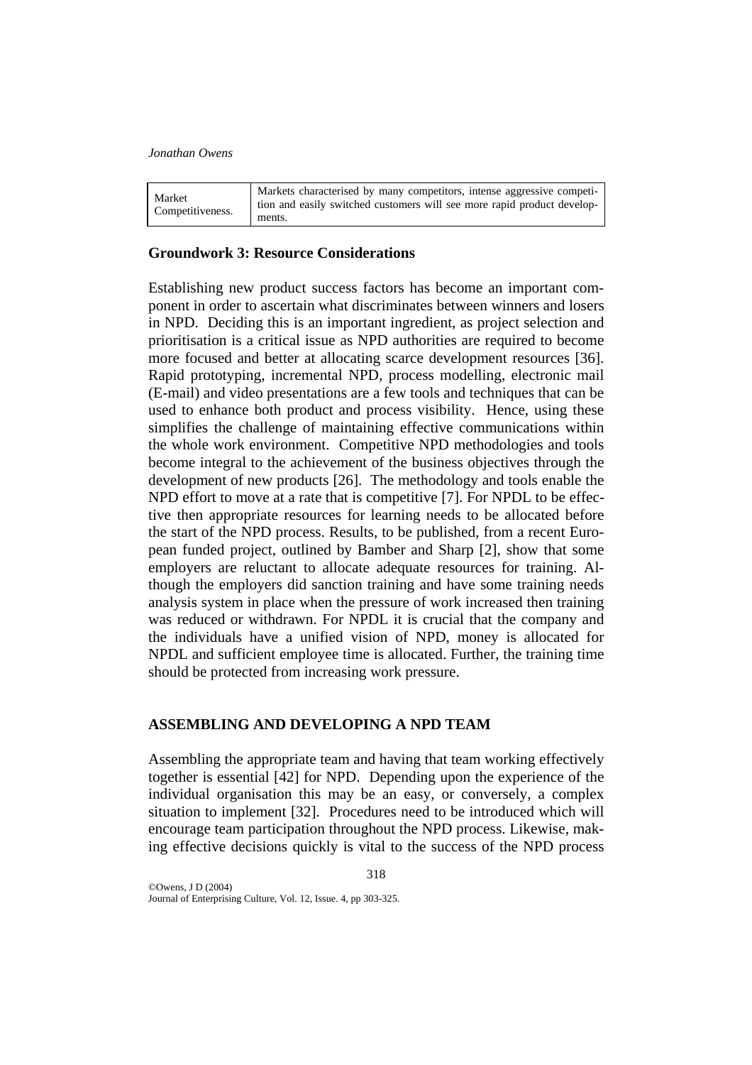| Market Competitiveness. | Markets characterised by many competitors, intense aggressive competition and easily switched customers will see more rapid product developments. |
|---|---|

### Groundwork 3: Resource Considerations

Establishing new product success factors has become an important component in order to ascertain what discriminates between winners and losers in NPD. Deciding this is an important ingredient, as project selection and prioritisation is a critical issue as NPD authorities are required to become more focused and better at allocating scarce development resources [36]. Rapid prototyping, incremental NPD, process modelling, electronic mail (E-mail) and video presentations are a few tools and techniques that can be used to enhance both product and process visibility. Hence, using these simplifies the challenge of maintaining effective communications within the whole work environment. Competitive NPD methodologies and tools become integral to the achievement of the business objectives through the development of new products [26]. The methodology and tools enable the NPD effort to move at a rate that is competitive [7]. For NPDL to be effective then appropriate resources for learning needs to be allocated before the start of the NPD process. Results, to be published, from a recent European funded project, outlined by Bamber and Sharp [2], show that some employers are reluctant to allocate adequate resources for training. Although the employers did sanction training and have some training needs analysis system in place when the pressure of work increased then training was reduced or withdrawn. For NPDL it is crucial that the company and the individuals have a unified vision of NPD, money is allocated for NPDL and sufficient employee time is allocated. Further, the training time should be protected from increasing work pressure.

## ASSEMBLING AND DEVELOPING A NPD TEAM

Assembling the appropriate team and having that team working effectively together is essential [42] for NPD. Depending upon the experience of the individual organisation this may be an easy, or conversely, a complex situation to implement [32]. Procedures need to be introduced which will encourage team participation throughout the NPD process. Likewise, making effective decisions quickly is vital to the success of the NPD process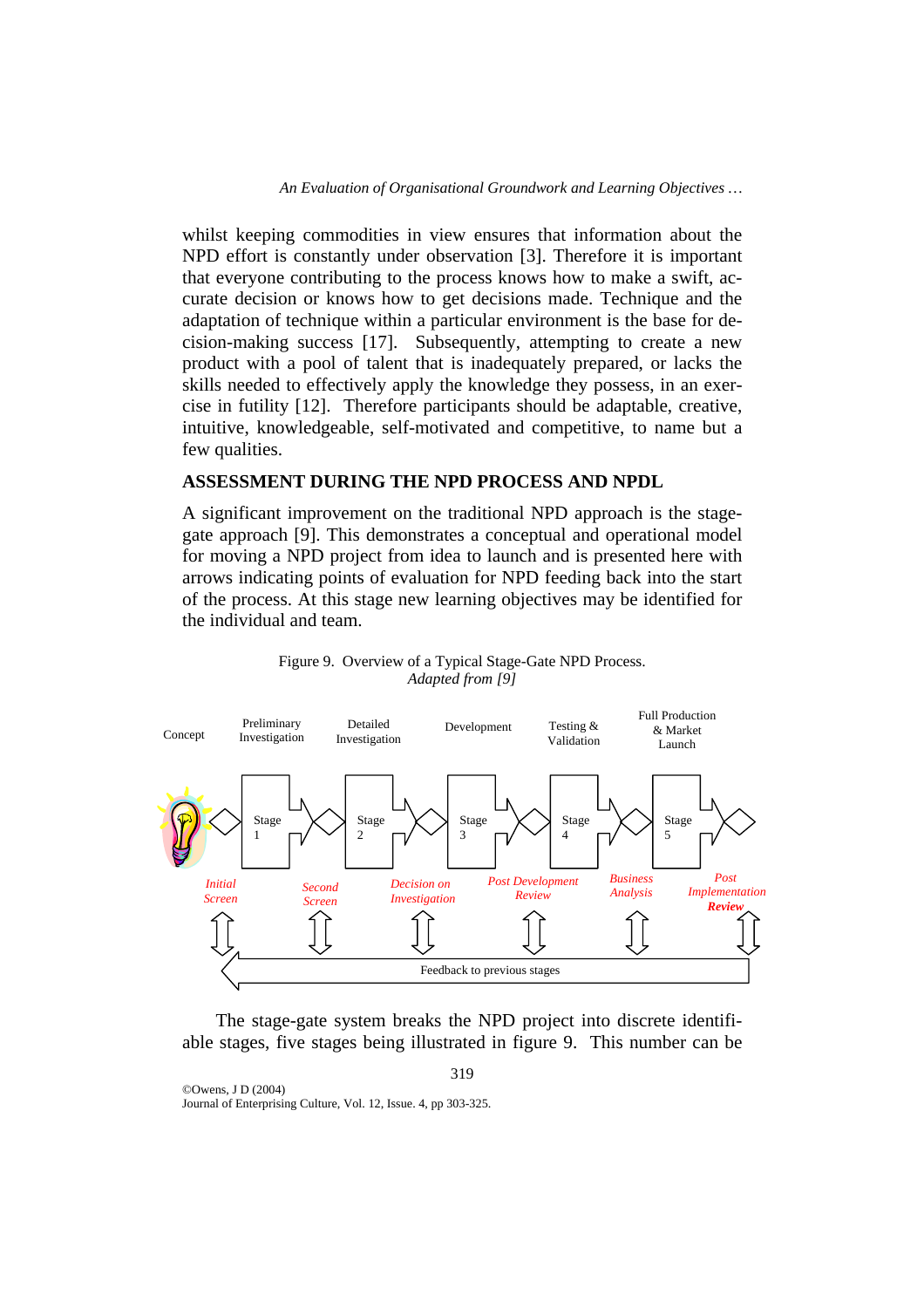whilst keeping commodities in view ensures that information about the NPD effort is constantly under observation [3]. Therefore it is important that everyone contributing to the process knows how to make a swift, accurate decision or knows how to get decisions made. Technique and the adaptation of technique within a particular environment is the base for decision-making success [17]. Subsequently, attempting to create a new product with a pool of talent that is inadequately prepared, or lacks the skills needed to effectively apply the knowledge they possess, in an exercise in futility [12]. Therefore participants should be adaptable, creative, intuitive, knowledgeable, self-motivated and competitive, to name but a few qualities.

## ASSESSMENT DURING THE NPD PROCESS AND NPDL

A significant improvement on the traditional NPD approach is the stage-gate approach [9]. This demonstrates a conceptual and operational model for moving a NPD project from idea to launch and is presented here with arrows indicating points of evaluation for NPD feeding back into the start of the process. At this stage new learning objectives may be identified for the individual and team.

Figure 9. Overview of a Typical Stage-Gate NPD Process.
*Adapted from [9]*

Concept — Preliminary Investigation — Detailed Investigation — Development — Testing & Validation — Full Production & Market Launch

Stage 1 — Stage 2 — Stage 3 — Stage 4 — Stage 5

*Initial Screen* — *Second Screen* — *Decision on Investigation* — *Post Development Review* — *Business Analysis* — *Post Implementation* ***Review***

Feedback to previous stages

The stage-gate system breaks the NPD project into discrete identifiable stages, five stages being illustrated in figure 9. This number can be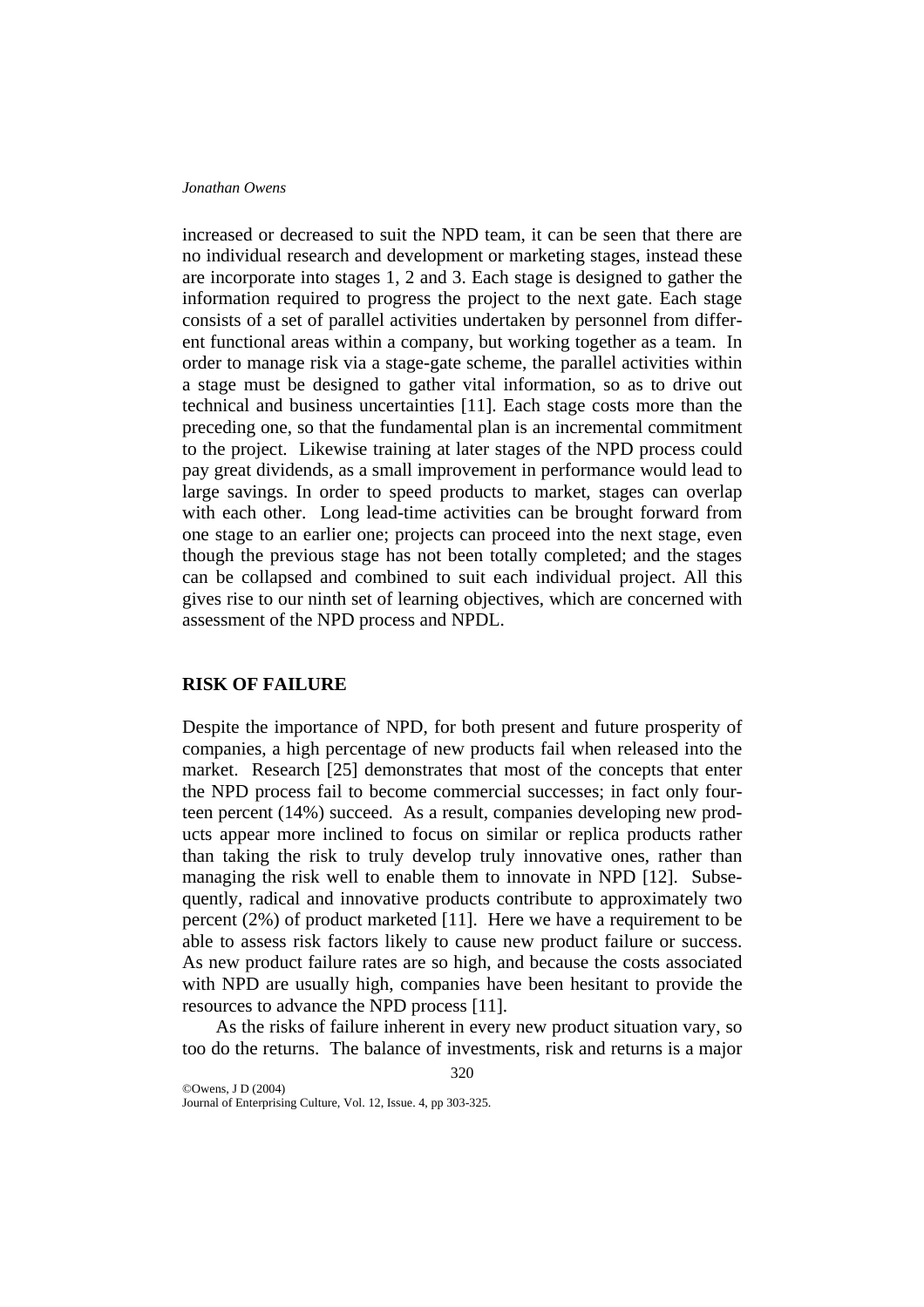increased or decreased to suit the NPD team, it can be seen that there are no individual research and development or marketing stages, instead these are incorporate into stages 1, 2 and 3. Each stage is designed to gather the information required to progress the project to the next gate. Each stage consists of a set of parallel activities undertaken by personnel from different functional areas within a company, but working together as a team. In order to manage risk via a stage-gate scheme, the parallel activities within a stage must be designed to gather vital information, so as to drive out technical and business uncertainties [11]. Each stage costs more than the preceding one, so that the fundamental plan is an incremental commitment to the project. Likewise training at later stages of the NPD process could pay great dividends, as a small improvement in performance would lead to large savings. In order to speed products to market, stages can overlap with each other. Long lead-time activities can be brought forward from one stage to an earlier one; projects can proceed into the next stage, even though the previous stage has not been totally completed; and the stages can be collapsed and combined to suit each individual project. All this gives rise to our ninth set of learning objectives, which are concerned with assessment of the NPD process and NPDL.

## RISK OF FAILURE

Despite the importance of NPD, for both present and future prosperity of companies, a high percentage of new products fail when released into the market. Research [25] demonstrates that most of the concepts that enter the NPD process fail to become commercial successes; in fact only fourteen percent (14%) succeed. As a result, companies developing new products appear more inclined to focus on similar or replica products rather than taking the risk to truly develop truly innovative ones, rather than managing the risk well to enable them to innovate in NPD [12]. Subsequently, radical and innovative products contribute to approximately two percent (2%) of product marketed [11]. Here we have a requirement to be able to assess risk factors likely to cause new product failure or success. As new product failure rates are so high, and because the costs associated with NPD are usually high, companies have been hesitant to provide the resources to advance the NPD process [11].

As the risks of failure inherent in every new product situation vary, so too do the returns. The balance of investments, risk and returns is a major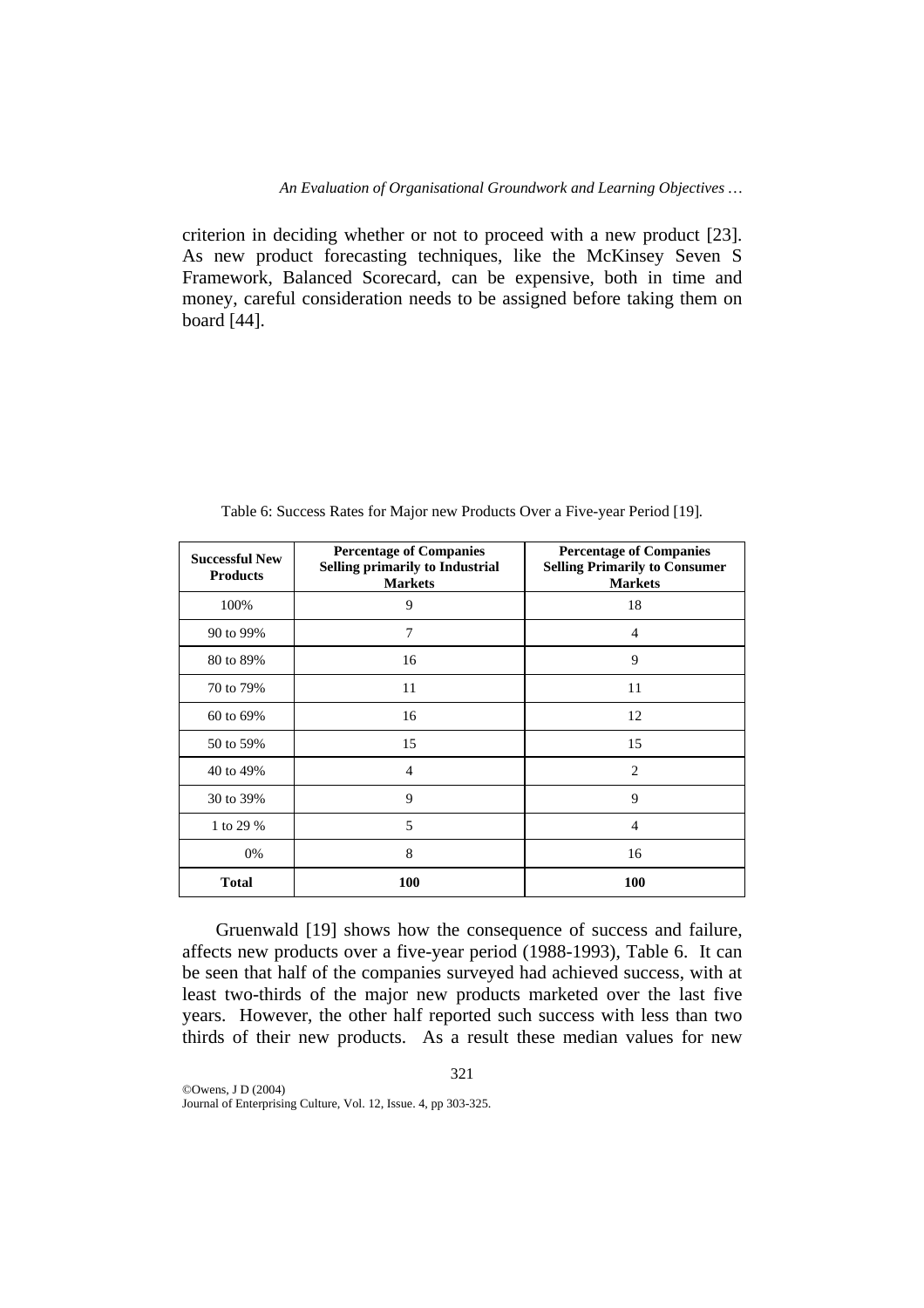criterion in deciding whether or not to proceed with a new product [23]. As new product forecasting techniques, like the McKinsey Seven S Framework, Balanced Scorecard, can be expensive, both in time and money, careful consideration needs to be assigned before taking them on board [44].

Table 6: Success Rates for Major new Products Over a Five-year Period [19].

| Successful New Products | Percentage of Companies Selling primarily to Industrial Markets | Percentage of Companies Selling Primarily to Consumer Markets |
|---|---|---|
| 100% | 9 | 18 |
| 90 to 99% | 7 | 4 |
| 80 to 89% | 16 | 9 |
| 70 to 79% | 11 | 11 |
| 60 to 69% | 16 | 12 |
| 50 to 59% | 15 | 15 |
| 40 to 49% | 4 | 2 |
| 30 to 39% | 9 | 9 |
| 1 to 29 % | 5 | 4 |
| 0% | 8 | 16 |
| **Total** | **100** | **100** |

Gruenwald [19] shows how the consequence of success and failure, affects new products over a five-year period (1988-1993), Table 6. It can be seen that half of the companies surveyed had achieved success, with at least two-thirds of the major new products marketed over the last five years. However, the other half reported such success with less than two thirds of their new products. As a result these median values for new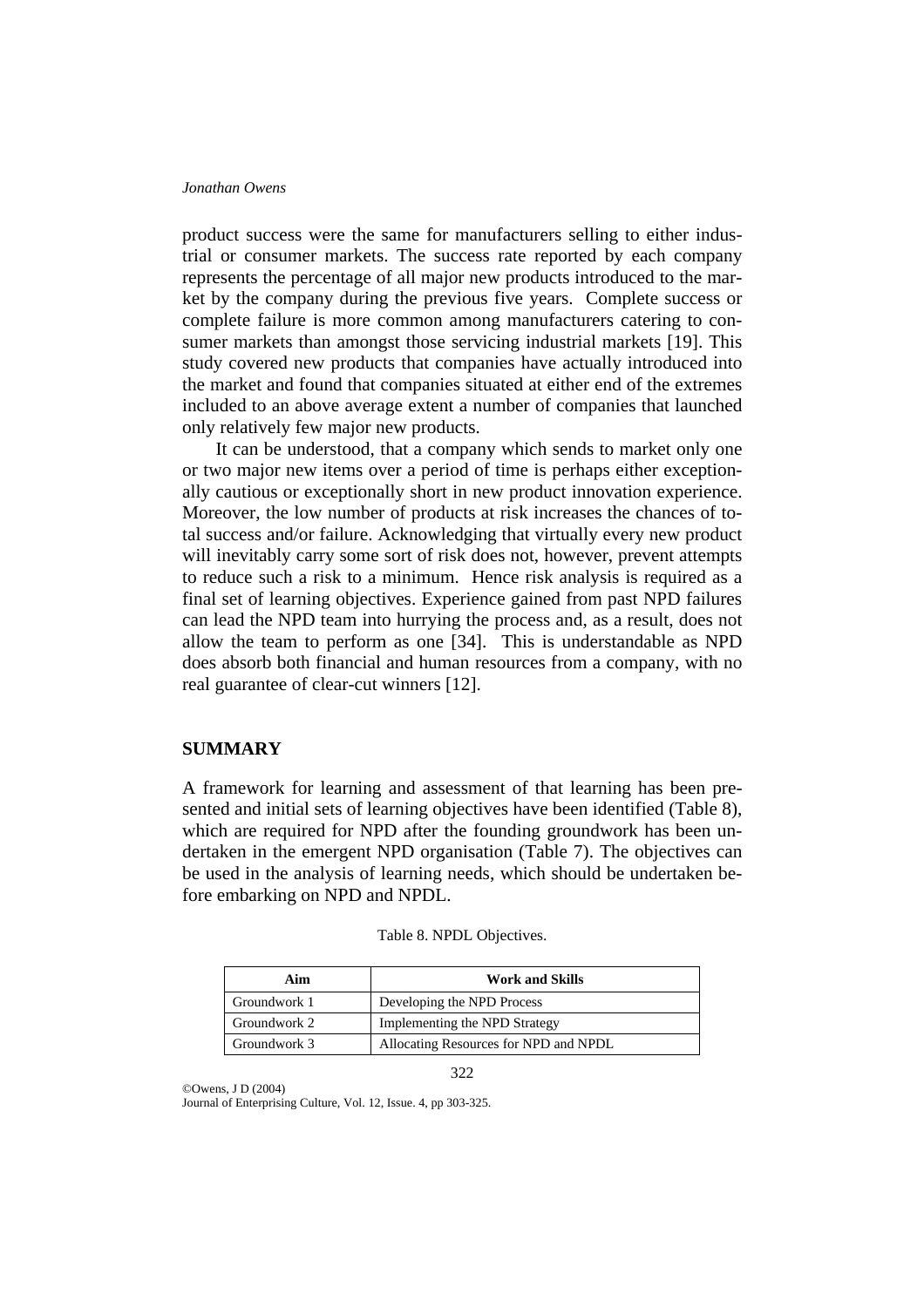product success were the same for manufacturers selling to either industrial or consumer markets. The success rate reported by each company represents the percentage of all major new products introduced to the market by the company during the previous five years. Complete success or complete failure is more common among manufacturers catering to consumer markets than amongst those servicing industrial markets [19]. This study covered new products that companies have actually introduced into the market and found that companies situated at either end of the extremes included to an above average extent a number of companies that launched only relatively few major new products.

It can be understood, that a company which sends to market only one or two major new items over a period of time is perhaps either exceptionally cautious or exceptionally short in new product innovation experience. Moreover, the low number of products at risk increases the chances of total success and/or failure. Acknowledging that virtually every new product will inevitably carry some sort of risk does not, however, prevent attempts to reduce such a risk to a minimum. Hence risk analysis is required as a final set of learning objectives. Experience gained from past NPD failures can lead the NPD team into hurrying the process and, as a result, does not allow the team to perform as one [34]. This is understandable as NPD does absorb both financial and human resources from a company, with no real guarantee of clear-cut winners [12].

## SUMMARY

A framework for learning and assessment of that learning has been presented and initial sets of learning objectives have been identified (Table 8), which are required for NPD after the founding groundwork has been undertaken in the emergent NPD organisation (Table 7). The objectives can be used in the analysis of learning needs, which should be undertaken before embarking on NPD and NPDL.

Table 8. NPDL Objectives.

| Aim | Work and Skills |
|---|---|
| Groundwork 1 | Developing the NPD Process |
| Groundwork 2 | Implementing the NPD Strategy |
| Groundwork 3 | Allocating Resources for NPD and NPDL |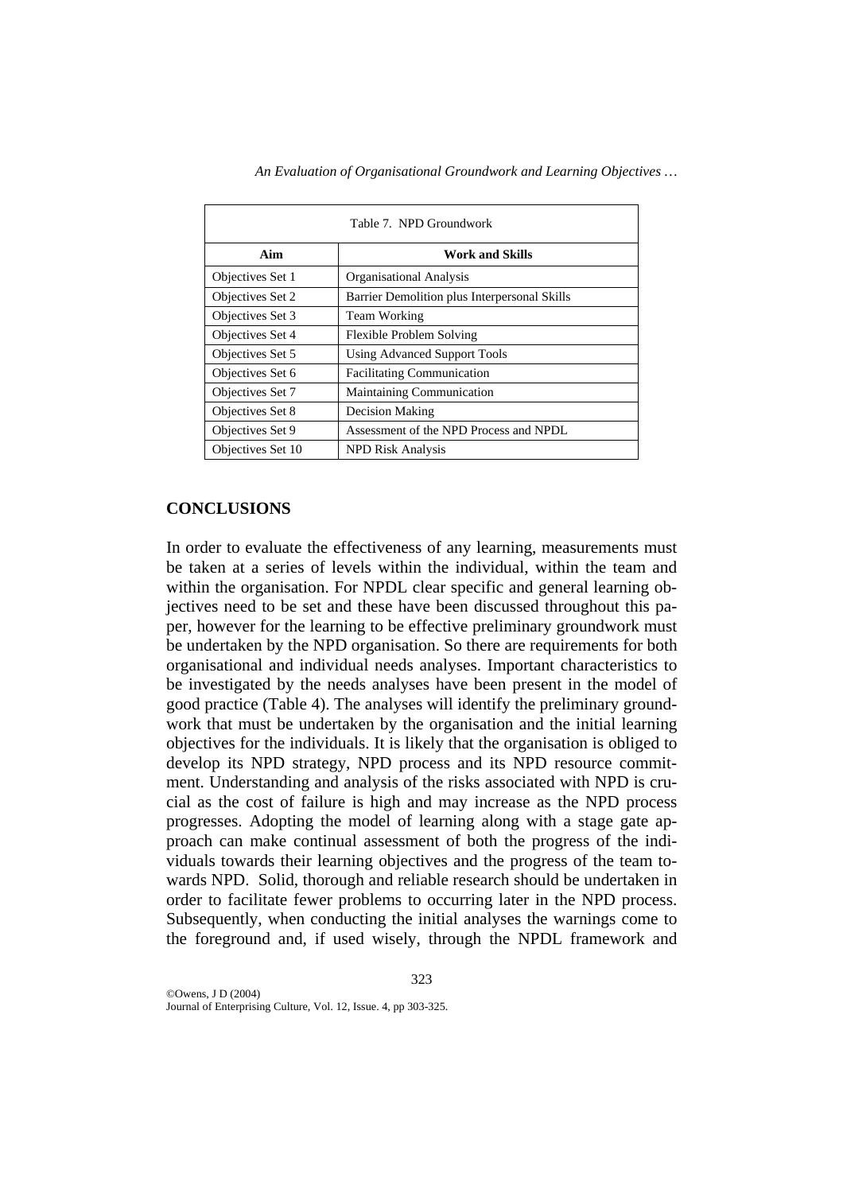Table 7. NPD Groundwork

| Aim | Work and Skills |
| --- | --- |
| Objectives Set 1 | Organisational Analysis |
| Objectives Set 2 | Barrier Demolition plus Interpersonal Skills |
| Objectives Set 3 | Team Working |
| Objectives Set 4 | Flexible Problem Solving |
| Objectives Set 5 | Using Advanced Support Tools |
| Objectives Set 6 | Facilitating Communication |
| Objectives Set 7 | Maintaining Communication |
| Objectives Set 8 | Decision Making |
| Objectives Set 9 | Assessment of the NPD Process and NPDL |
| Objectives Set 10 | NPD Risk Analysis |

## CONCLUSIONS

In order to evaluate the effectiveness of any learning, measurements must be taken at a series of levels within the individual, within the team and within the organisation. For NPDL clear specific and general learning objectives need to be set and these have been discussed throughout this paper, however for the learning to be effective preliminary groundwork must be undertaken by the NPD organisation. So there are requirements for both organisational and individual needs analyses. Important characteristics to be investigated by the needs analyses have been present in the model of good practice (Table 4). The analyses will identify the preliminary groundwork that must be undertaken by the organisation and the initial learning objectives for the individuals. It is likely that the organisation is obliged to develop its NPD strategy, NPD process and its NPD resource commitment. Understanding and analysis of the risks associated with NPD is crucial as the cost of failure is high and may increase as the NPD process progresses. Adopting the model of learning along with a stage gate approach can make continual assessment of both the progress of the individuals towards their learning objectives and the progress of the team towards NPD. Solid, thorough and reliable research should be undertaken in order to facilitate fewer problems to occurring later in the NPD process. Subsequently, when conducting the initial analyses the warnings come to the foreground and, if used wisely, through the NPDL framework and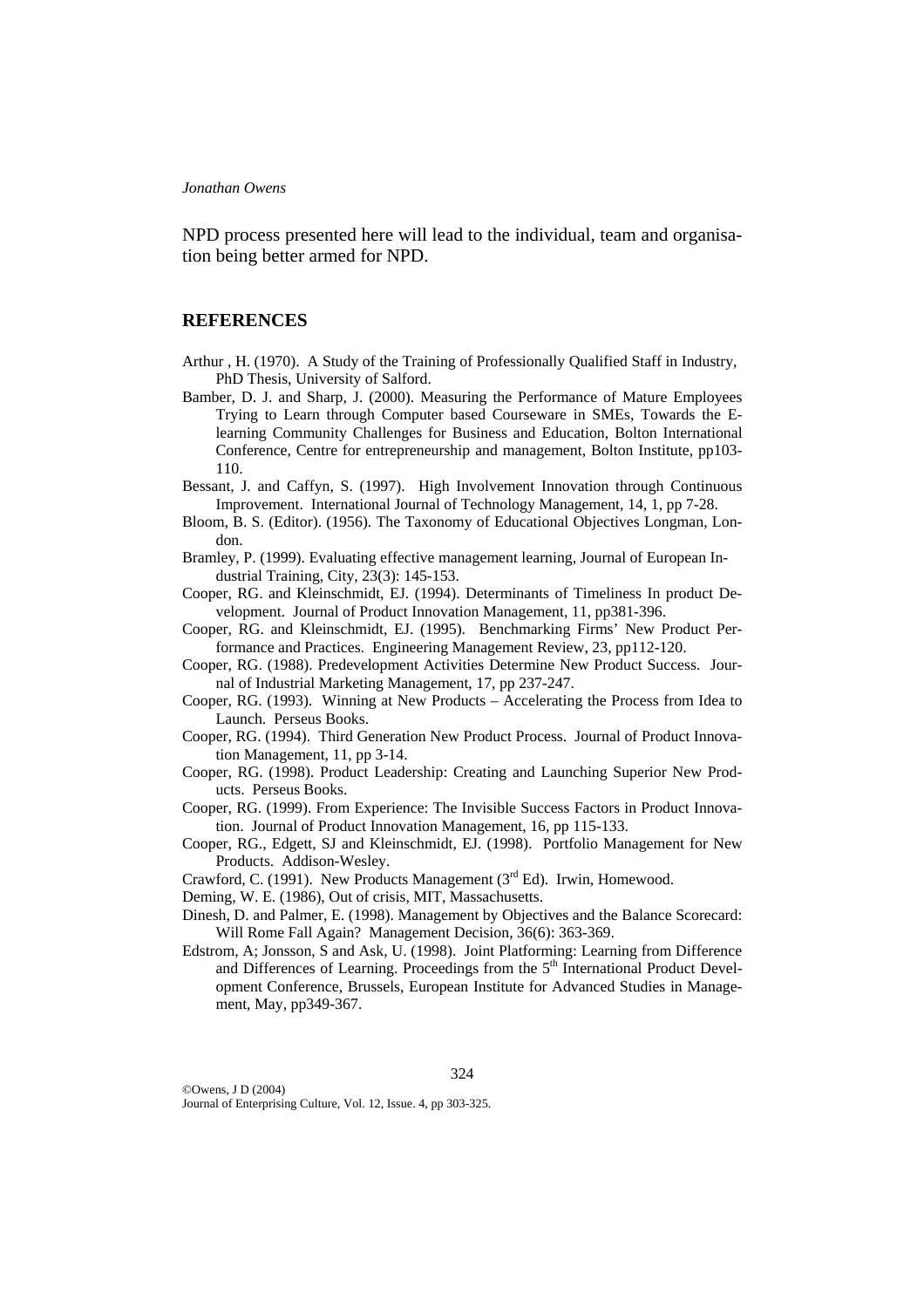NPD process presented here will lead to the individual, team and organisation being better armed for NPD.

## REFERENCES

Arthur , H. (1970). A Study of the Training of Professionally Qualified Staff in Industry, PhD Thesis, University of Salford.

Bamber, D. J. and Sharp, J. (2000). Measuring the Performance of Mature Employees Trying to Learn through Computer based Courseware in SMEs, Towards the E-learning Community Challenges for Business and Education, Bolton International Conference, Centre for entrepreneurship and management, Bolton Institute, pp103-110.

Bessant, J. and Caffyn, S. (1997). High Involvement Innovation through Continuous Improvement. International Journal of Technology Management, 14, 1, pp 7-28.

Bloom, B. S. (Editor). (1956). The Taxonomy of Educational Objectives Longman, London.

Bramley, P. (1999). Evaluating effective management learning, Journal of European Industrial Training, City, 23(3): 145-153.

Cooper, RG. and Kleinschmidt, EJ. (1994). Determinants of Timeliness In product Development. Journal of Product Innovation Management, 11, pp381-396.

Cooper, RG. and Kleinschmidt, EJ. (1995). Benchmarking Firms' New Product Performance and Practices. Engineering Management Review, 23, pp112-120.

Cooper, RG. (1988). Predevelopment Activities Determine New Product Success. Journal of Industrial Marketing Management, 17, pp 237-247.

Cooper, RG. (1993). Winning at New Products – Accelerating the Process from Idea to Launch. Perseus Books.

Cooper, RG. (1994). Third Generation New Product Process. Journal of Product Innovation Management, 11, pp 3-14.

Cooper, RG. (1998). Product Leadership: Creating and Launching Superior New Products. Perseus Books.

Cooper, RG. (1999). From Experience: The Invisible Success Factors in Product Innovation. Journal of Product Innovation Management, 16, pp 115-133.

Cooper, RG., Edgett, SJ and Kleinschmidt, EJ. (1998). Portfolio Management for New Products. Addison-Wesley.

Crawford, C. (1991). New Products Management (3rd Ed). Irwin, Homewood.

Deming, W. E. (1986), Out of crisis, MIT, Massachusetts.

Dinesh, D. and Palmer, E. (1998). Management by Objectives and the Balance Scorecard: Will Rome Fall Again? Management Decision, 36(6): 363-369.

Edstrom, A; Jonsson, S and Ask, U. (1998). Joint Platforming: Learning from Difference and Differences of Learning. Proceedings from the 5th International Product Development Conference, Brussels, European Institute for Advanced Studies in Management, May, pp349-367.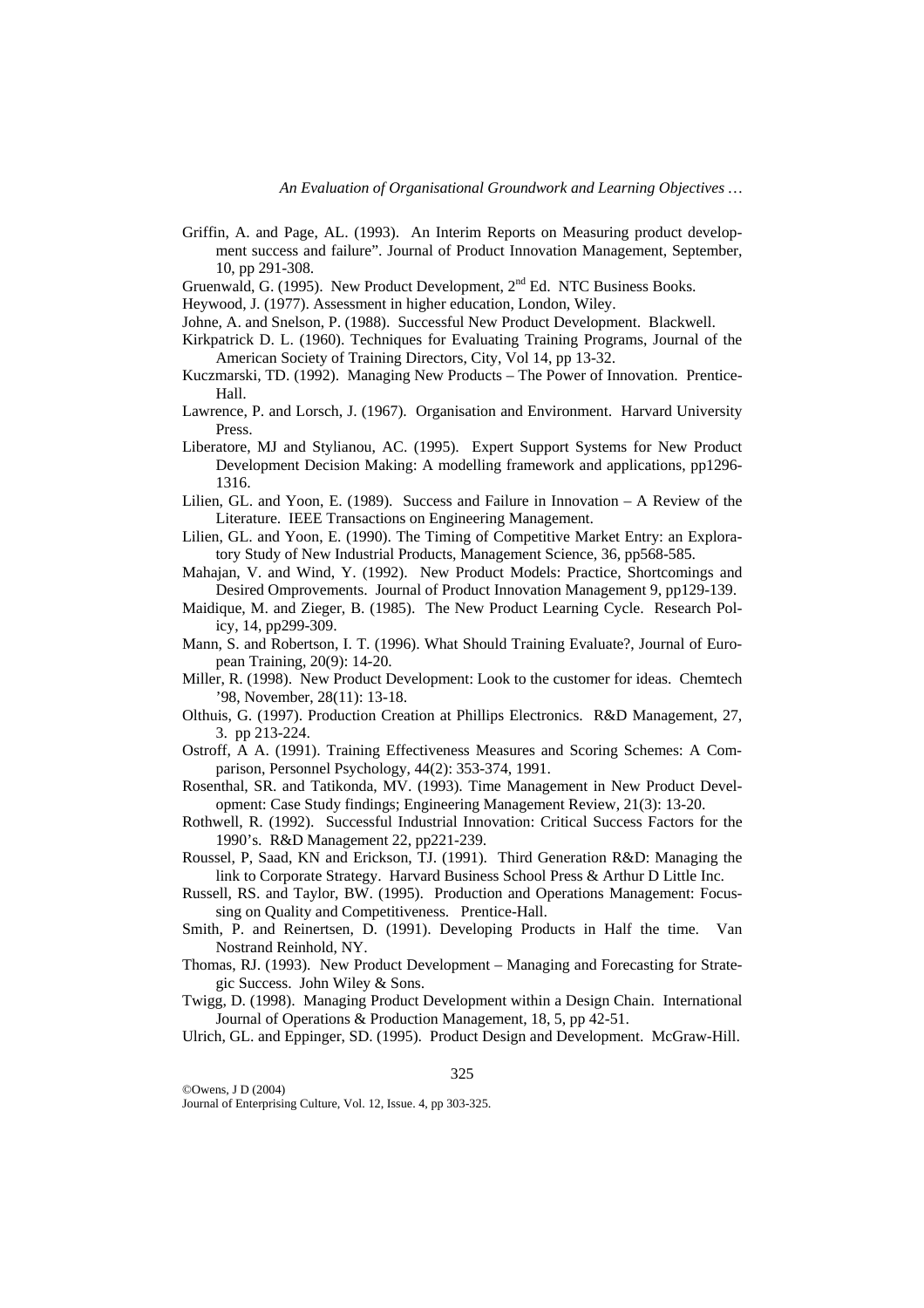Griffin, A. and Page, AL. (1993). An Interim Reports on Measuring product development success and failure". Journal of Product Innovation Management, September, 10, pp 291-308.

Gruenwald, G. (1995). New Product Development, 2nd Ed. NTC Business Books.

Heywood, J. (1977). Assessment in higher education, London, Wiley.

Johne, A. and Snelson, P. (1988). Successful New Product Development. Blackwell.

Kirkpatrick D. L. (1960). Techniques for Evaluating Training Programs, Journal of the American Society of Training Directors, City, Vol 14, pp 13-32.

Kuczmarski, TD. (1992). Managing New Products – The Power of Innovation. Prentice-Hall.

Lawrence, P. and Lorsch, J. (1967). Organisation and Environment. Harvard University Press.

Liberatore, MJ and Stylianou, AC. (1995). Expert Support Systems for New Product Development Decision Making: A modelling framework and applications, pp1296-1316.

Lilien, GL. and Yoon, E. (1989). Success and Failure in Innovation – A Review of the Literature. IEEE Transactions on Engineering Management.

Lilien, GL. and Yoon, E. (1990). The Timing of Competitive Market Entry: an Exploratory Study of New Industrial Products, Management Science, 36, pp568-585.

Mahajan, V. and Wind, Y. (1992). New Product Models: Practice, Shortcomings and Desired Omprovements. Journal of Product Innovation Management 9, pp129-139.

Maidique, M. and Zieger, B. (1985). The New Product Learning Cycle. Research Policy, 14, pp299-309.

Mann, S. and Robertson, I. T. (1996). What Should Training Evaluate?, Journal of European Training, 20(9): 14-20.

Miller, R. (1998). New Product Development: Look to the customer for ideas. Chemtech '98, November, 28(11): 13-18.

Olthuis, G. (1997). Production Creation at Phillips Electronics. R&D Management, 27, 3. pp 213-224.

Ostroff, A A. (1991). Training Effectiveness Measures and Scoring Schemes: A Comparison, Personnel Psychology, 44(2): 353-374, 1991.

Rosenthal, SR. and Tatikonda, MV. (1993). Time Management in New Product Development: Case Study findings; Engineering Management Review, 21(3): 13-20.

Rothwell, R. (1992). Successful Industrial Innovation: Critical Success Factors for the 1990's. R&D Management 22, pp221-239.

Roussel, P, Saad, KN and Erickson, TJ. (1991). Third Generation R&D: Managing the link to Corporate Strategy. Harvard Business School Press & Arthur D Little Inc.

Russell, RS. and Taylor, BW. (1995). Production and Operations Management: Focussing on Quality and Competitiveness. Prentice-Hall.

Smith, P. and Reinertsen, D. (1991). Developing Products in Half the time. Van Nostrand Reinhold, NY.

Thomas, RJ. (1993). New Product Development – Managing and Forecasting for Strategic Success. John Wiley & Sons.

Twigg, D. (1998). Managing Product Development within a Design Chain. International Journal of Operations & Production Management, 18, 5, pp 42-51.

Ulrich, GL. and Eppinger, SD. (1995). Product Design and Development. McGraw-Hill.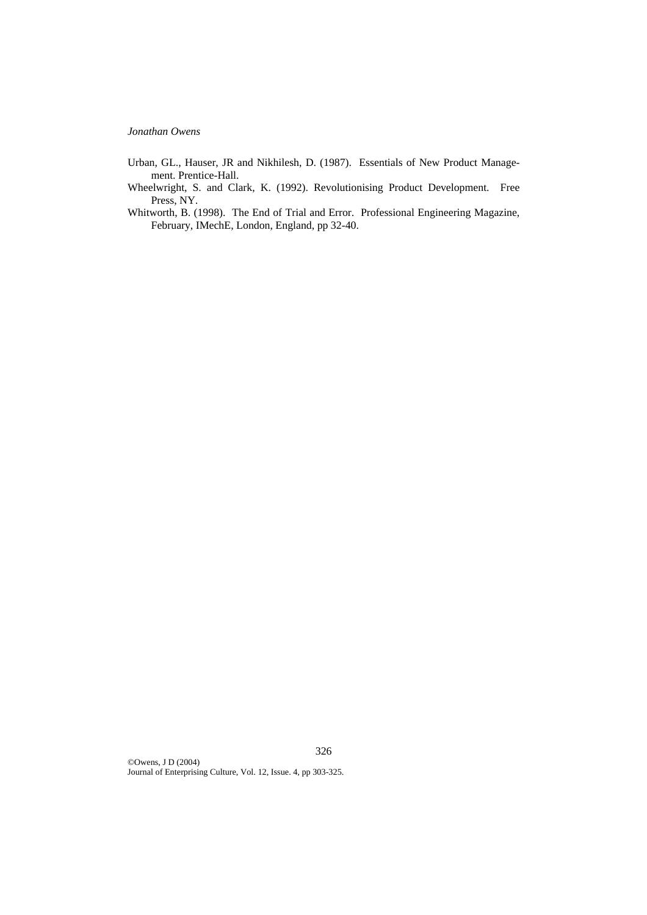Urban, GL., Hauser, JR and Nikhilesh, D. (1987). Essentials of New Product Management. Prentice-Hall.

Wheelwright, S. and Clark, K. (1992). Revolutionising Product Development. Free Press, NY.

Whitworth, B. (1998). The End of Trial and Error. Professional Engineering Magazine, February, IMechE, London, England, pp 32-40.